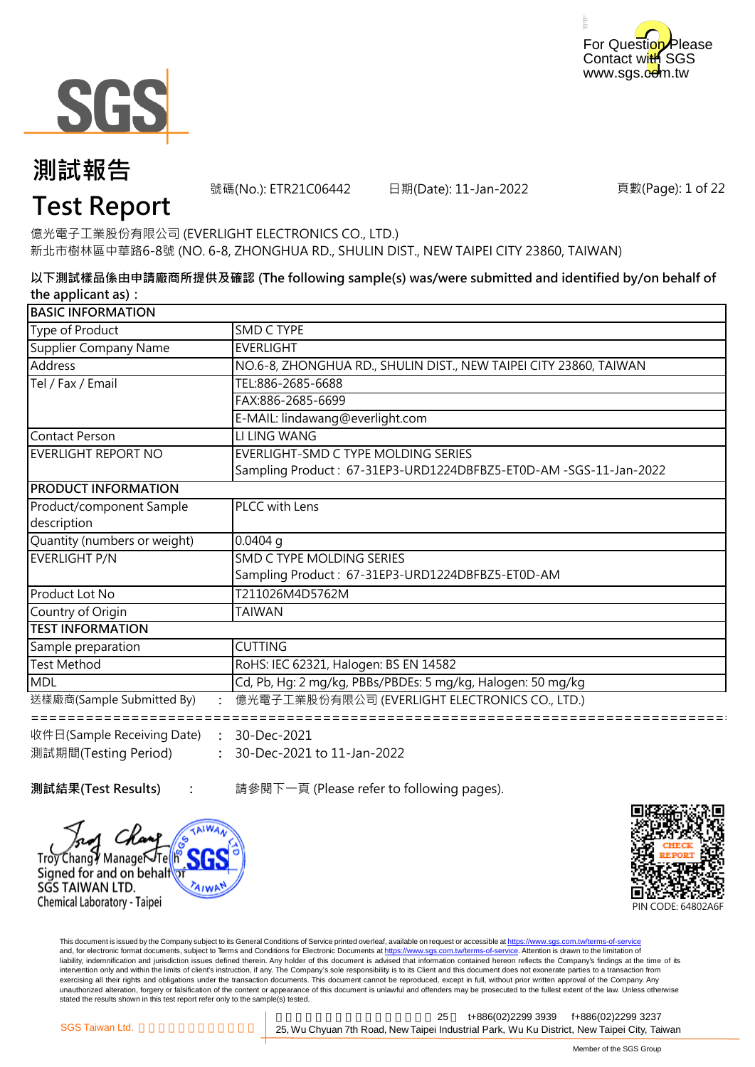For Question Please Contact with SGS
www.sgs.com.tw

# 測試報告
# Test Report

號碼(No.): ETR21C06442　　日期(Date): 11-Jan-2022　　頁數(Page): 1 of 22

億光電子工業股份有限公司 (EVERLIGHT ELECTRONICS CO., LTD.)
新北市樹林區中華路6-8號 (NO. 6-8, ZHONGHUA RD., SHULIN DIST., NEW TAIPEI CITY 23860, TAIWAN)

**以下測試樣品係由申請廠商所提供及確認 (The following sample(s) was/were submitted and identified by/on behalf of the applicant as)：**

| BASIC INFORMATION | |
|---|---|
| Type of Product | SMD C TYPE |
| Supplier Company Name | EVERLIGHT |
| Address | NO.6-8, ZHONGHUA RD., SHULIN DIST., NEW TAIPEI CITY 23860, TAIWAN |
| Tel / Fax / Email | TEL:886-2685-6688 |
| | FAX:886-2685-6699 |
| | E-MAIL: lindawang@everlight.com |
| Contact Person | LI LING WANG |
| EVERLIGHT REPORT NO | EVERLIGHT-SMD C TYPE MOLDING SERIES<br>Sampling Product： 67-31EP3-URD1224DBFBZ5-ET0D-AM -SGS-11-Jan-2022 |
| **PRODUCT INFORMATION** | |
| Product/component Sample description | PLCC with Lens |
| Quantity (numbers or weight) | 0.0404 g |
| EVERLIGHT P/N | SMD C TYPE MOLDING SERIES<br>Sampling Product： 67-31EP3-URD1224DBFBZ5-ET0D-AM |
| Product Lot No | T211026M4D5762M |
| Country of Origin | TAIWAN |
| **TEST INFORMATION** | |
| Sample preparation | CUTTING |
| Test Method | RoHS: IEC 62321, Halogen: BS EN 14582 |
| MDL | Cd, Pb, Hg: 2 mg/kg, PBBs/PBDEs: 5 mg/kg, Halogen: 50 mg/kg |

送樣廠商(Sample Submitted By) : 億光電子工業股份有限公司 (EVERLIGHT ELECTRONICS CO., LTD.)

================================================================================

收件日(Sample Receiving Date) : 30-Dec-2021
測試期間(Testing Period) : 30-Dec-2021 to 11-Jan-2022

**測試結果(Test Results)** : 請參閱下一頁 (Please refer to following pages).

Troy Chang / Manager Tech
Signed for and on behalf of
SGS TAIWAN LTD.
Chemical Laboratory - Taipei

CHECK REPORT
PIN CODE: 64802A6F

This document is issued by the Company subject to its General Conditions of Service printed overleaf, available on request or accessible at https://www.sgs.com.tw/terms-of-service and, for electronic format documents, subject to Terms and Conditions for Electronic Documents at https://www.sgs.com.tw/terms-of-service. Attention is drawn to the limitation of liability, indemnification and jurisdiction issues defined therein. Any holder of this document is advised that information contained hereon reflects the Company's findings at the time of its intervention only and within the limits of client's instruction, if any. The Company's sole responsibility is to its Client and this document does not exonerate parties to a transaction from exercising all their rights and obligations under the transaction documents. This document cannot be reproduced, except in full, without prior written approval of the Company. Any unauthorized alteration, forgery or falsification of the content or appearance of this document is unlawful and offenders may be prosecuted to the fullest extent of the law. Unless otherwise stated the results shown in this test report refer only to the sample(s) tested.

SGS Taiwan Ltd.　25　t+886(02)2299 3939　f+886(02)2299 3237
25, Wu Chyuan 7th Road, New Taipei Industrial Park, Wu Ku District, New Taipei City, Taiwan

Member of the SGS Group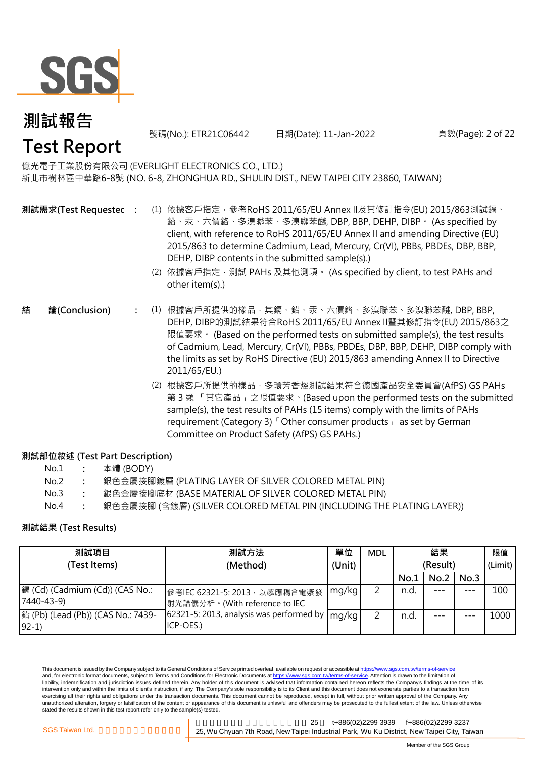# 測試報告
# Test Report

號碼(No.): ETR21C06442　　日期(Date): 11-Jan-2022

億光電子工業股份有限公司 (EVERLIGHT ELECTRONICS CO., LTD.)
新北市樹林區中華路6-8號 (NO. 6-8, ZHONGHUA RD., SHULIN DIST., NEW TAIPEI CITY 23860, TAIWAN)

**測試需求(Test Requestec** :

(1) 依據客戶指定，參考RoHS 2011/65/EU Annex II及其修訂指令(EU) 2015/863測試鎘、鉛、汞、六價鉻、多溴聯苯、多溴聯苯醚, DBP, BBP, DEHP, DIBP。 (As specified by client, with reference to RoHS 2011/65/EU Annex II and amending Directive (EU) 2015/863 to determine Cadmium, Lead, Mercury, Cr(VI), PBBs, PBDEs, DBP, BBP, DEHP, DIBP contents in the submitted sample(s).)

(2) 依據客戶指定，測試 PAHs 及其他測項。 (As specified by client, to test PAHs and other item(s).)

**結　論(Conclusion)** :

(1) 根據客戶所提供的樣品，其鎘、鉛、汞、六價鉻、多溴聯苯、多溴聯苯醚, DBP, BBP, DEHP, DIBP的測試結果符合RoHS 2011/65/EU Annex II暨其修訂指令(EU) 2015/863之限值要求。 (Based on the performed tests on submitted sample(s), the test results of Cadmium, Lead, Mercury, Cr(VI), PBBs, PBDEs, DBP, BBP, DEHP, DIBP comply with the limits as set by RoHS Directive (EU) 2015/863 amending Annex II to Directive 2011/65/EU.)

(2) 根據客戶所提供的樣品，多環芳香烴測試結果符合德國產品安全委員會(AfPS) GS PAHs 第 3 類 「其它產品」之限值要求。(Based upon the performed tests on the submitted sample(s), the test results of PAHs (15 items) comply with the limits of PAHs requirement (Category 3)「Other consumer products」 as set by German Committee on Product Safety (AfPS) GS PAHs.)

**測試部位敘述 (Test Part Description)**

| | | |
|---|---|---|
| No.1 | : | 本體 (BODY) |
| No.2 | : | 銀色金屬接腳鍍層 (PLATING LAYER OF SILVER COLORED METAL PIN) |
| No.3 | : | 銀色金屬接腳底材 (BASE MATERIAL OF SILVER COLORED METAL PIN) |
| No.4 | : | 銀色金屬接腳 (含鍍層) (SILVER COLORED METAL PIN (INCLUDING THE PLATING LAYER)) |

**測試結果 (Test Results)**

| 測試項目 (Test Items) | 測試方法 (Method) | 單位 (Unit) | MDL | 結果 (Result) | | | 限值 (Limit) |
|---|---|---|---|---|---|---|---|
| | | | | No.1 | No.2 | No.3 | |
| 鎘 (Cd) (Cadmium (Cd)) (CAS No.: 7440-43-9) | 參考IEC 62321-5: 2013，以感應耦合電漿發射光譜儀分析。(With reference to IEC 62321-5: 2013, analysis was performed by ICP-OES.) | mg/kg | 2 | n.d. | --- | --- | 100 |
| 鉛 (Pb) (Lead (Pb)) (CAS No.: 7439-92-1) | | mg/kg | 2 | n.d. | --- | --- | 1000 |

This document is issued by the Company subject to its General Conditions of Service printed overleaf, available on request or accessible at https://www.sgs.com.tw/terms-of-service and, for electronic format documents, subject to Terms and Conditions for Electronic Documents at https://www.sgs.com.tw/terms-of-service. Attention is drawn to the limitation of liability, indemnification and jurisdiction issues defined therein. Any holder of this document is advised that information contained hereon reflects the Company's findings at the time of its intervention only and within the limits of client's instruction, if any. The Company's sole responsibility is to its Client and this document does not exonerate parties to a transaction from exercising all their rights and obligations under the transaction documents. This document cannot be reproduced, except in full, without prior written approval of the Company. Any unauthorized alteration, forgery or falsification of the content or appearance of this document is unlawful and offenders may be prosecuted to the fullest extent of the law. Unless otherwise stated the results shown in this test report refer only to the sample(s) tested.

SGS Taiwan Ltd. 25, Wu Chyuan 7th Road, New Taipei Industrial Park, Wu Ku District, New Taipei City, Taiwan t+886(02)2299 3939 f+886(02)2299 3237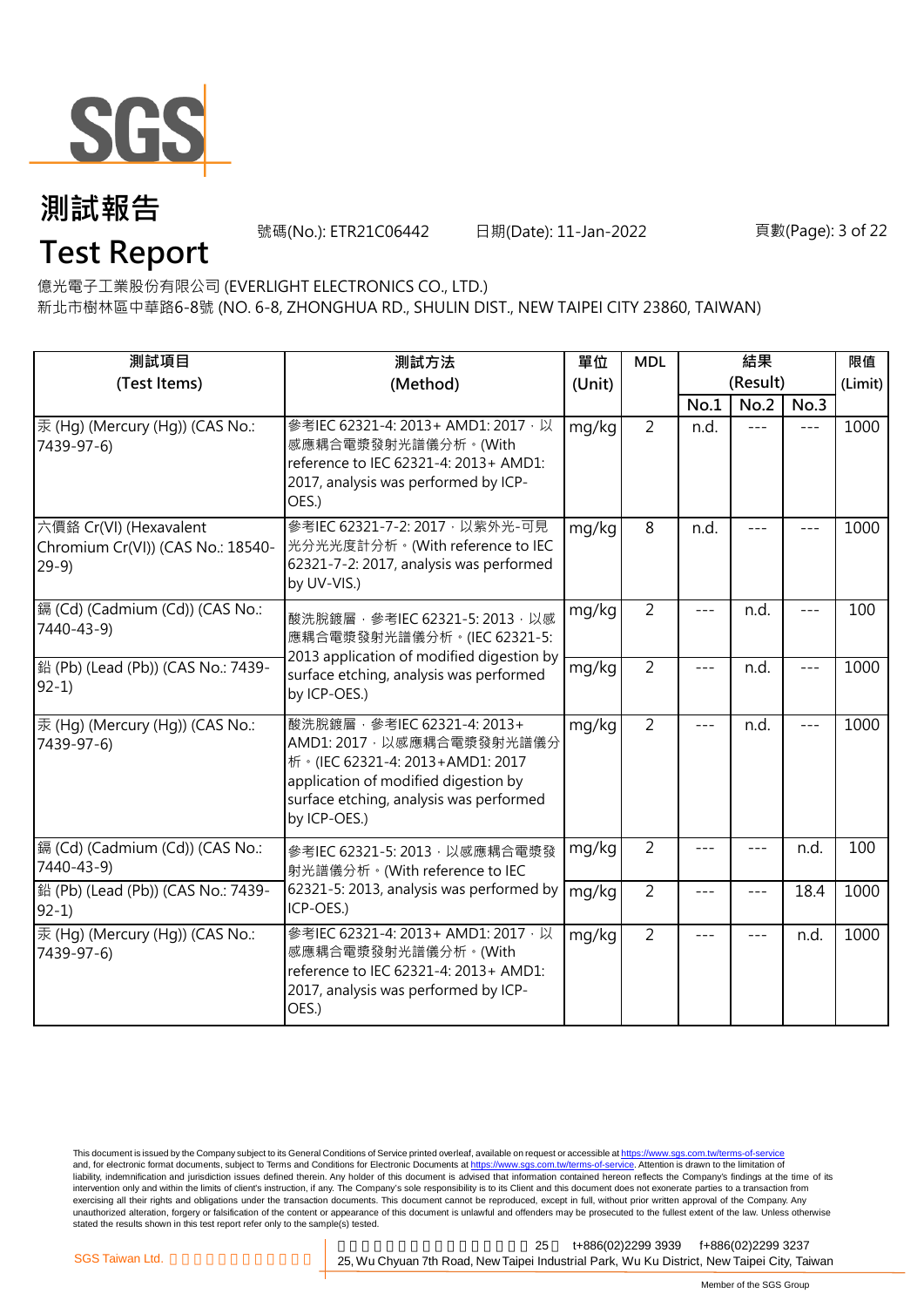# 測試報告

# Test Report

號碼(No.): ETR21C06442　　日期(Date): 11-Jan-2022

億光電子工業股份有限公司 (EVERLIGHT ELECTRONICS CO., LTD.)

新北市樹林區中華路6-8號 (NO. 6-8, ZHONGHUA RD., SHULIN DIST., NEW TAIPEI CITY 23860, TAIWAN)

| 測試項目 (Test Items) | 測試方法 (Method) | 單位 (Unit) | MDL | 結果 (Result) | | | 限值 (Limit) |
|---|---|---|---|---|---|---|---|
| | | | | No.1 | No.2 | No.3 | |
| 汞 (Hg) (Mercury (Hg)) (CAS No.: 7439-97-6) | 參考IEC 62321-4: 2013+ AMD1: 2017，以感應耦合電漿發射光譜儀分析。(With reference to IEC 62321-4: 2013+ AMD1: 2017, analysis was performed by ICP-OES.) | mg/kg | 2 | n.d. | --- | --- | 1000 |
| 六價鉻 Cr(VI) (Hexavalent Chromium Cr(VI)) (CAS No.: 18540-29-9) | 參考IEC 62321-7-2: 2017，以紫外光-可見光分光光度計分析。(With reference to IEC 62321-7-2: 2017, analysis was performed by UV-VIS.) | mg/kg | 8 | n.d. | --- | --- | 1000 |
| 鎘 (Cd) (Cadmium (Cd)) (CAS No.: 7440-43-9) | 酸洗脫鍍層，參考IEC 62321-5: 2013，以感應耦合電漿發射光譜儀分析。(IEC 62321-5: 2013 application of modified digestion by surface etching, analysis was performed by ICP-OES.) | mg/kg | 2 | --- | n.d. | --- | 100 |
| 鉛 (Pb) (Lead (Pb)) (CAS No.: 7439-92-1) | | mg/kg | 2 | --- | n.d. | --- | 1000 |
| 汞 (Hg) (Mercury (Hg)) (CAS No.: 7439-97-6) | 酸洗脫鍍層，參考IEC 62321-4: 2013+ AMD1: 2017，以感應耦合電漿發射光譜儀分析。(IEC 62321-4: 2013+AMD1: 2017 application of modified digestion by surface etching, analysis was performed by ICP-OES.) | mg/kg | 2 | --- | n.d. | --- | 1000 |
| 鎘 (Cd) (Cadmium (Cd)) (CAS No.: 7440-43-9) | 參考IEC 62321-5: 2013，以感應耦合電漿發射光譜儀分析。(With reference to IEC 62321-5: 2013, analysis was performed by ICP-OES.) | mg/kg | 2 | --- | --- | n.d. | 100 |
| 鉛 (Pb) (Lead (Pb)) (CAS No.: 7439-92-1) | | mg/kg | 2 | --- | --- | 18.4 | 1000 |
| 汞 (Hg) (Mercury (Hg)) (CAS No.: 7439-97-6) | 參考IEC 62321-4: 2013+ AMD1: 2017，以感應耦合電漿發射光譜儀分析。(With reference to IEC 62321-4: 2013+ AMD1: 2017, analysis was performed by ICP-OES.) | mg/kg | 2 | --- | --- | n.d. | 1000 |

This document is issued by the Company subject to its General Conditions of Service printed overleaf, available on request or accessible at https://www.sgs.com.tw/terms-of-service and, for electronic format documents, subject to Terms and Conditions for Electronic Documents at https://www.sgs.com.tw/terms-of-service. Attention is drawn to the limitation of liability, indemnification and jurisdiction issues defined therein. Any holder of this document is advised that information contained hereon reflects the Company's findings at the time of its intervention only and within the limits of client's instruction, if any. The Company's sole responsibility is to its Client and this document does not exonerate parties to a transaction from exercising all their rights and obligations under the transaction documents. This document cannot be reproduced, except in full, without prior written approval of the Company. Any unauthorized alteration, forgery or falsification of the content or appearance of this document is unlawful and offenders may be prosecuted to the fullest extent of the law. Unless otherwise stated the results shown in this test report refer only to the sample(s) tested.

SGS Taiwan Ltd. 25, Wu Chyuan 7th Road, New Taipei Industrial Park, Wu Ku District, New Taipei City, Taiwan t+886(02)2299 3939 f+886(02)2299 3237

Member of the SGS Group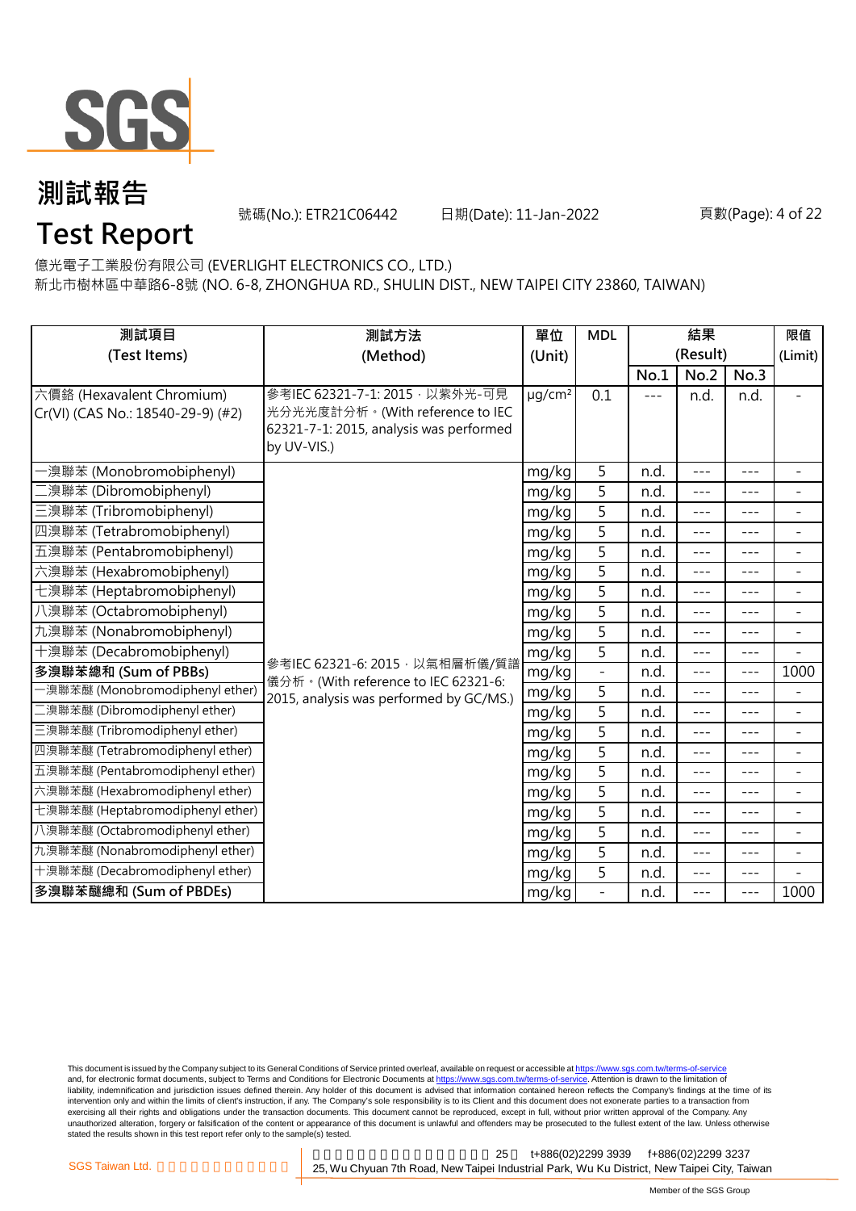億光電子工業股份有限公司 (EVERLIGHT ELECTRONICS CO., LTD.)
新北市樹林區中華路6-8號 (NO. 6-8, ZHONGHUA RD., SHULIN DIST., NEW TAIPEI CITY 23860, TAIWAN)

| 測試項目 (Test Items) | 測試方法 (Method) | 單位 (Unit) | MDL | 結果 (Result) | | | 限值 (Limit) |
|---|---|---|---|---|---|---|---|
| | | | | No.1 | No.2 | No.3 | |
| 六價鉻 (Hexavalent Chromium) Cr(VI) (CAS No.: 18540-29-9) (#2) | 參考IEC 62321-7-1: 2015，以紫外光-可見光分光光度計分析。(With reference to IEC 62321-7-1: 2015, analysis was performed by UV-VIS.) | μg/cm² | 0.1 | --- | n.d. | n.d. | - |
| 一溴聯苯 (Monobromobiphenyl) | 參考IEC 62321-6: 2015，以氣相層析儀/質譜儀分析。(With reference to IEC 62321-6: 2015, analysis was performed by GC/MS.) | mg/kg | 5 | n.d. | --- | --- | - |
| 二溴聯苯 (Dibromobiphenyl) | | mg/kg | 5 | n.d. | --- | --- | - |
| 三溴聯苯 (Tribromobiphenyl) | | mg/kg | 5 | n.d. | --- | --- | - |
| 四溴聯苯 (Tetrabromobiphenyl) | | mg/kg | 5 | n.d. | --- | --- | - |
| 五溴聯苯 (Pentabromobiphenyl) | | mg/kg | 5 | n.d. | --- | --- | - |
| 六溴聯苯 (Hexabromobiphenyl) | | mg/kg | 5 | n.d. | --- | --- | - |
| 七溴聯苯 (Heptabromobiphenyl) | | mg/kg | 5 | n.d. | --- | --- | - |
| 八溴聯苯 (Octabromobiphenyl) | | mg/kg | 5 | n.d. | --- | --- | - |
| 九溴聯苯 (Nonabromobiphenyl) | | mg/kg | 5 | n.d. | --- | --- | - |
| 十溴聯苯 (Decabromobiphenyl) | | mg/kg | 5 | n.d. | --- | --- | - |
| **多溴聯苯總和 (Sum of PBBs)** | | mg/kg | - | n.d. | --- | --- | 1000 |
| 一溴聯苯醚 (Monobromodiphenyl ether) | | mg/kg | 5 | n.d. | --- | --- | - |
| 二溴聯苯醚 (Dibromodiphenyl ether) | | mg/kg | 5 | n.d. | --- | --- | - |
| 三溴聯苯醚 (Tribromodiphenyl ether) | | mg/kg | 5 | n.d. | --- | --- | - |
| 四溴聯苯醚 (Tetrabromodiphenyl ether) | | mg/kg | 5 | n.d. | --- | --- | - |
| 五溴聯苯醚 (Pentabromodiphenyl ether) | | mg/kg | 5 | n.d. | --- | --- | - |
| 六溴聯苯醚 (Hexabromodiphenyl ether) | | mg/kg | 5 | n.d. | --- | --- | - |
| 七溴聯苯醚 (Heptabromodiphenyl ether) | | mg/kg | 5 | n.d. | --- | --- | - |
| 八溴聯苯醚 (Octabromodiphenyl ether) | | mg/kg | 5 | n.d. | --- | --- | - |
| 九溴聯苯醚 (Nonabromodiphenyl ether) | | mg/kg | 5 | n.d. | --- | --- | - |
| 十溴聯苯醚 (Decabromodiphenyl ether) | | mg/kg | 5 | n.d. | --- | --- | - |
| **多溴聯苯醚總和 (Sum of PBDEs)** | | mg/kg | - | n.d. | --- | --- | 1000 |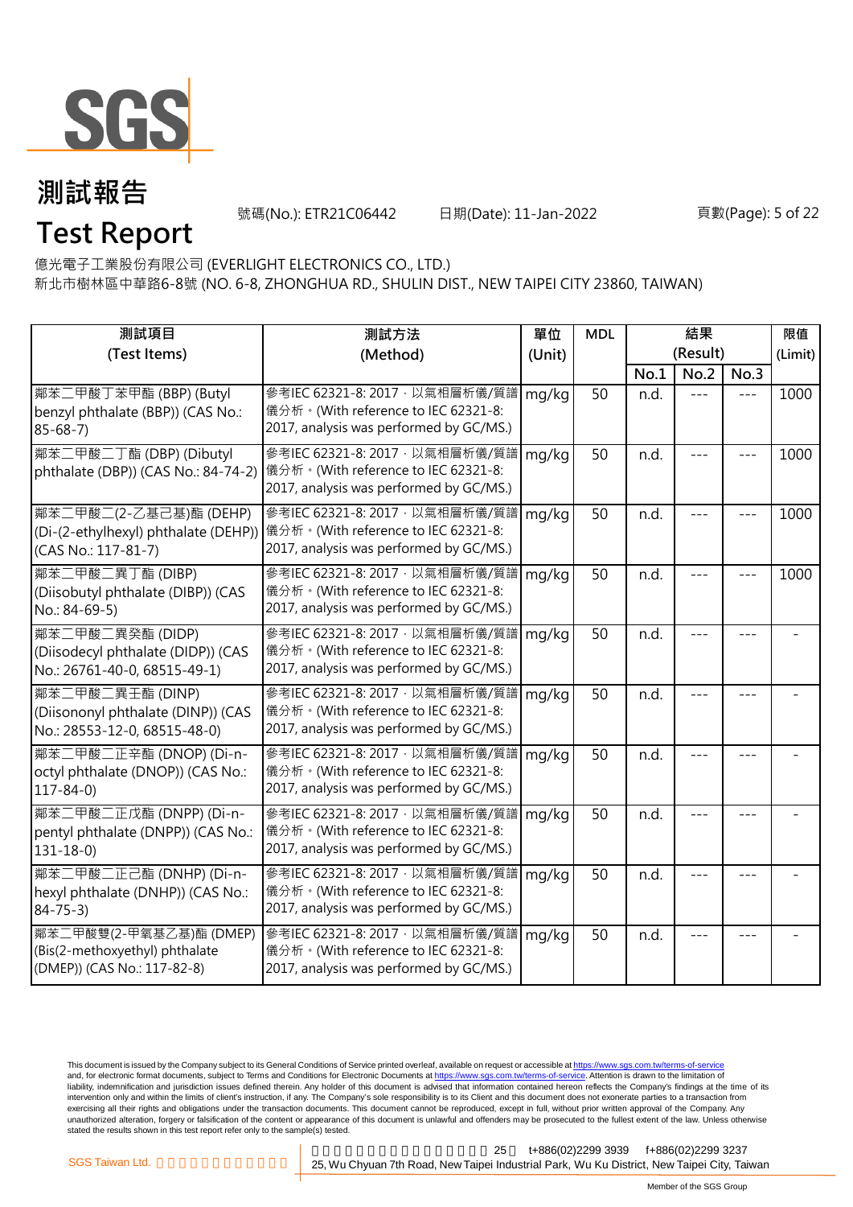# 測試報告

# Test Report

號碼(No.): ETR21C06442 日期(Date): 11-Jan-2022

億光電子工業股份有限公司 (EVERLIGHT ELECTRONICS CO., LTD.)
新北市樹林區中華路6-8號 (NO. 6-8, ZHONGHUA RD., SHULIN DIST., NEW TAIPEI CITY 23860, TAIWAN)

| 測試項目 (Test Items) | 測試方法 (Method) | 單位 (Unit) | MDL | 結果 (Result) | | | 限值 (Limit) |
|---|---|---|---|---|---|---|---|
| | | | | No.1 | No.2 | No.3 | |
| 鄰苯二甲酸丁苯甲酯 (BBP) (Butyl benzyl phthalate (BBP)) (CAS No.: 85-68-7) | 參考IEC 62321-8: 2017，以氣相層析儀/質譜儀分析。(With reference to IEC 62321-8: 2017, analysis was performed by GC/MS.) | mg/kg | 50 | n.d. | --- | --- | 1000 |
| 鄰苯二甲酸二丁酯 (DBP) (Dibutyl phthalate (DBP)) (CAS No.: 84-74-2) | 參考IEC 62321-8: 2017，以氣相層析儀/質譜儀分析。(With reference to IEC 62321-8: 2017, analysis was performed by GC/MS.) | mg/kg | 50 | n.d. | --- | --- | 1000 |
| 鄰苯二甲酸二(2-乙基己基)酯 (DEHP) (Di-(2-ethylhexyl) phthalate (DEHP)) (CAS No.: 117-81-7) | 參考IEC 62321-8: 2017，以氣相層析儀/質譜儀分析。(With reference to IEC 62321-8: 2017, analysis was performed by GC/MS.) | mg/kg | 50 | n.d. | --- | --- | 1000 |
| 鄰苯二甲酸二異丁酯 (DIBP) (Diisobutyl phthalate (DIBP)) (CAS No.: 84-69-5) | 參考IEC 62321-8: 2017，以氣相層析儀/質譜儀分析。(With reference to IEC 62321-8: 2017, analysis was performed by GC/MS.) | mg/kg | 50 | n.d. | --- | --- | 1000 |
| 鄰苯二甲酸二異癸酯 (DIDP) (Diisodecyl phthalate (DIDP)) (CAS No.: 26761-40-0, 68515-49-1) | 參考IEC 62321-8: 2017，以氣相層析儀/質譜儀分析。(With reference to IEC 62321-8: 2017, analysis was performed by GC/MS.) | mg/kg | 50 | n.d. | --- | --- | - |
| 鄰苯二甲酸二異壬酯 (DINP) (Diisononyl phthalate (DINP)) (CAS No.: 28553-12-0, 68515-48-0) | 參考IEC 62321-8: 2017，以氣相層析儀/質譜儀分析。(With reference to IEC 62321-8: 2017, analysis was performed by GC/MS.) | mg/kg | 50 | n.d. | --- | --- | - |
| 鄰苯二甲酸二正辛酯 (DNOP) (Di-n-octyl phthalate (DNOP)) (CAS No.: 117-84-0) | 參考IEC 62321-8: 2017，以氣相層析儀/質譜儀分析。(With reference to IEC 62321-8: 2017, analysis was performed by GC/MS.) | mg/kg | 50 | n.d. | --- | --- | - |
| 鄰苯二甲酸二正戊酯 (DNPP) (Di-n-pentyl phthalate (DNPP)) (CAS No.: 131-18-0) | 參考IEC 62321-8: 2017，以氣相層析儀/質譜儀分析。(With reference to IEC 62321-8: 2017, analysis was performed by GC/MS.) | mg/kg | 50 | n.d. | --- | --- | - |
| 鄰苯二甲酸二正己酯 (DNHP) (Di-n-hexyl phthalate (DNHP)) (CAS No.: 84-75-3) | 參考IEC 62321-8: 2017，以氣相層析儀/質譜儀分析。(With reference to IEC 62321-8: 2017, analysis was performed by GC/MS.) | mg/kg | 50 | n.d. | --- | --- | - |
| 鄰苯二甲酸雙(2-甲氧基乙基)酯 (DMEP) (Bis(2-methoxyethyl) phthalate (DMEP)) (CAS No.: 117-82-8) | 參考IEC 62321-8: 2017，以氣相層析儀/質譜儀分析。(With reference to IEC 62321-8: 2017, analysis was performed by GC/MS.) | mg/kg | 50 | n.d. | --- | --- | - |

This document is issued by the Company subject to its General Conditions of Service printed overleaf, available on request or accessible at https://www.sgs.com.tw/terms-of-service and, for electronic format documents, subject to Terms and Conditions for Electronic Documents at https://www.sgs.com.tw/terms-of-service. Attention is drawn to the limitation of liability, indemnification and jurisdiction issues defined therein. Any holder of this document is advised that information contained hereon reflects the Company's findings at the time of its intervention only and within the limits of client's instruction, if any. The Company's sole responsibility is to its Client and this document does not exonerate parties to a transaction from exercising all their rights and obligations under the transaction documents. This document cannot be reproduced, except in full, without prior written approval of the Company. Any unauthorized alteration, forgery or falsification of the content or appearance of this document is unlawful and offenders may be prosecuted to the fullest extent of the law. Unless otherwise stated the results shown in this test report refer only to the sample(s) tested.

SGS Taiwan Ltd. 25, Wu Chyuan 7th Road, New Taipei Industrial Park, Wu Ku District, New Taipei City, Taiwan t+886(02)2299 3939 f+886(02)2299 3237

Member of the SGS Group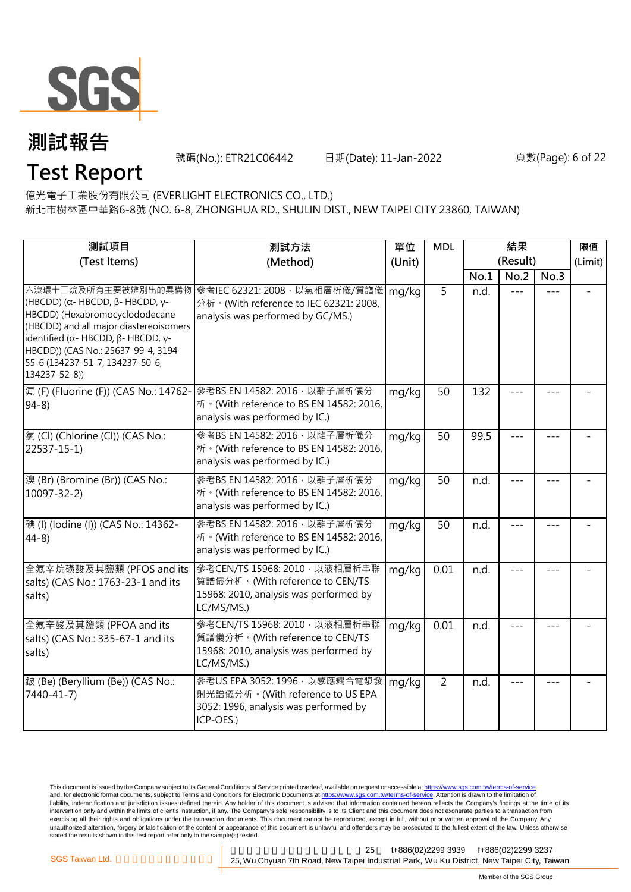# 測試報告

# Test Report

號碼(No.): ETR21C06442　　日期(Date): 11-Jan-2022

億光電子工業股份有限公司 (EVERLIGHT ELECTRONICS CO., LTD.)

新北市樹林區中華路6-8號 (NO. 6-8, ZHONGHUA RD., SHULIN DIST., NEW TAIPEI CITY 23860, TAIWAN)

| 測試項目 (Test Items) | 測試方法 (Method) | 單位 (Unit) | MDL | 結果 (Result) | | | 限值 (Limit) |
|---|---|---|---|---|---|---|---|
| | | | | No.1 | No.2 | No.3 | |
| 六溴環十二烷及所有主要被辨別出的異構物 (HBCDD) (α- HBCDD, β- HBCDD, γ- HBCDD) (Hexabromocyclododecane (HBCDD) and all major diastereoisomers identified (α- HBCDD, β- HBCDD, γ- HBCDD)) (CAS No.: 25637-99-4, 3194-55-6 (134237-51-7, 134237-50-6, 134237-52-8)) | 參考IEC 62321: 2008，以氣相層析儀/質譜儀分析。(With reference to IEC 62321: 2008, analysis was performed by GC/MS.) | mg/kg | 5 | n.d. | --- | --- | - |
| 氟 (F) (Fluorine (F)) (CAS No.: 14762-94-8) | 參考BS EN 14582: 2016，以離子層析儀分析。(With reference to BS EN 14582: 2016, analysis was performed by IC.) | mg/kg | 50 | 132 | --- | --- | - |
| 氯 (Cl) (Chlorine (Cl)) (CAS No.: 22537-15-1) | 參考BS EN 14582: 2016，以離子層析儀分析。(With reference to BS EN 14582: 2016, analysis was performed by IC.) | mg/kg | 50 | 99.5 | --- | --- | - |
| 溴 (Br) (Bromine (Br)) (CAS No.: 10097-32-2) | 參考BS EN 14582: 2016，以離子層析儀分析。(With reference to BS EN 14582: 2016, analysis was performed by IC.) | mg/kg | 50 | n.d. | --- | --- | - |
| 碘 (I) (Iodine (I)) (CAS No.: 14362-44-8) | 參考BS EN 14582: 2016，以離子層析儀分析。(With reference to BS EN 14582: 2016, analysis was performed by IC.) | mg/kg | 50 | n.d. | --- | --- | - |
| 全氟辛烷磺酸及其鹽類 (PFOS and its salts) (CAS No.: 1763-23-1 and its salts) | 參考CEN/TS 15968: 2010，以液相層析串聯質譜儀分析。(With reference to CEN/TS 15968: 2010, analysis was performed by LC/MS/MS.) | mg/kg | 0.01 | n.d. | --- | --- | - |
| 全氟辛酸及其鹽類 (PFOA and its salts) (CAS No.: 335-67-1 and its salts) | 參考CEN/TS 15968: 2010，以液相層析串聯質譜儀分析。(With reference to CEN/TS 15968: 2010, analysis was performed by LC/MS/MS.) | mg/kg | 0.01 | n.d. | --- | --- | - |
| 鈹 (Be) (Beryllium (Be)) (CAS No.: 7440-41-7) | 參考US EPA 3052: 1996，以感應耦合電漿發射光譜儀分析。(With reference to US EPA 3052: 1996, analysis was performed by ICP-OES.) | mg/kg | 2 | n.d. | --- | --- | - |

This document is issued by the Company subject to its General Conditions of Service printed overleaf, available on request or accessible at https://www.sgs.com.tw/terms-of-service and, for electronic format documents, subject to Terms and Conditions for Electronic Documents at https://www.sgs.com.tw/terms-of-service. Attention is drawn to the limitation of liability, indemnification and jurisdiction issues defined therein. Any holder of this document is advised that information contained hereon reflects the Company's findings at the time of its intervention only and within the limits of client's instruction, if any. The Company's sole responsibility is to its Client and this document does not exonerate parties to a transaction from exercising all their rights and obligations under the transaction documents. This document cannot be reproduced, except in full, without prior written approval of the Company. Any unauthorized alteration, forgery or falsification of the content or appearance of this document is unlawful and offenders may be prosecuted to the fullest extent of the law. Unless otherwise stated the results shown in this test report refer only to the sample(s) tested.

SGS Taiwan Ltd. 　25 t+886(02)2299 3939 f+886(02)2299 3237
25, Wu Chyuan 7th Road, New Taipei Industrial Park, Wu Ku District, New Taipei City, Taiwan

Member of the SGS Group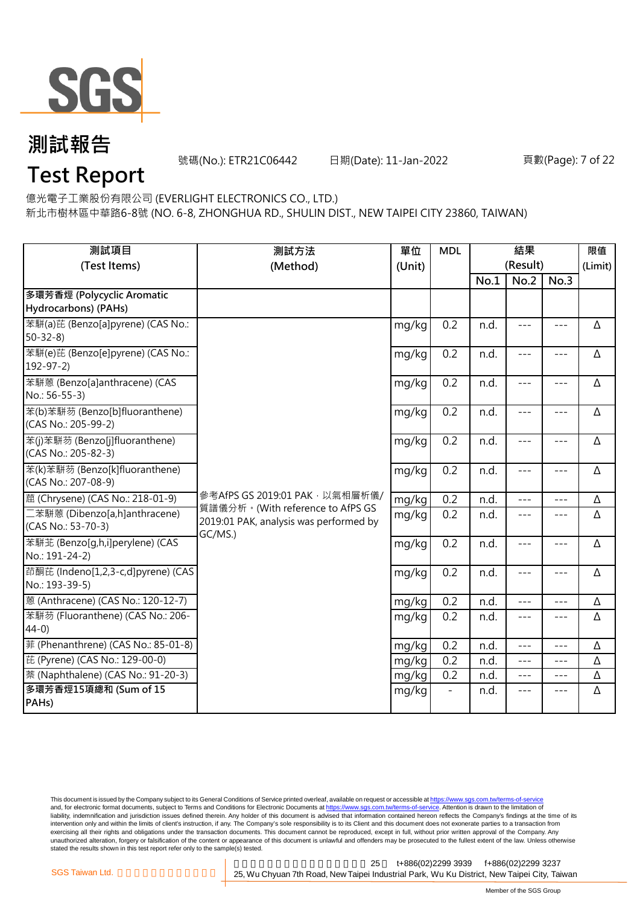# 測試報告

# Test Report

號碼(No.): ETR21C06442　　日期(Date): 11-Jan-2022

億光電子工業股份有限公司 (EVERLIGHT ELECTRONICS CO., LTD.)
新北市樹林區中華路6-8號 (NO. 6-8, ZHONGHUA RD., SHULIN DIST., NEW TAIPEI CITY 23860, TAIWAN)

| 測試項目 (Test Items) | 測試方法 (Method) | 單位 (Unit) | MDL | 結果 (Result) | | | 限值 (Limit) |
|---|---|---|---|---|---|---|---|
| | | | | No.1 | No.2 | No.3 | |
| **多環芳香烴 (Polycyclic Aromatic Hydrocarbons) (PAHs)** | | | | | | | |
| 苯駢(a)芘 (Benzo[a]pyrene) (CAS No.: 50-32-8) | 參考AfPS GS 2019:01 PAK，以氣相層析儀/質譜儀分析。(With reference to AfPS GS 2019:01 PAK, analysis was performed by GC/MS.) | mg/kg | 0.2 | n.d. | --- | --- | Δ |
| 苯駢(e)芘 (Benzo[e]pyrene) (CAS No.: 192-97-2) | | mg/kg | 0.2 | n.d. | --- | --- | Δ |
| 苯駢蒽 (Benzo[a]anthracene) (CAS No.: 56-55-3) | | mg/kg | 0.2 | n.d. | --- | --- | Δ |
| 苯(b)苯駢芴 (Benzo[b]fluoranthene) (CAS No.: 205-99-2) | | mg/kg | 0.2 | n.d. | --- | --- | Δ |
| 苯(j)苯駢芴 (Benzo[j]fluoranthene) (CAS No.: 205-82-3) | | mg/kg | 0.2 | n.d. | --- | --- | Δ |
| 苯(k)苯駢芴 (Benzo[k]fluoranthene) (CAS No.: 207-08-9) | | mg/kg | 0.2 | n.d. | --- | --- | Δ |
| 䓛 (Chrysene) (CAS No.: 218-01-9) | | mg/kg | 0.2 | n.d. | --- | --- | Δ |
| 二苯駢蒽 (Dibenzo[a,h]anthracene) (CAS No.: 53-70-3) | | mg/kg | 0.2 | n.d. | --- | --- | Δ |
| 苯駢苝 (Benzo[g,h,i]perylene) (CAS No.: 191-24-2) | | mg/kg | 0.2 | n.d. | --- | --- | Δ |
| 茚酮芘 (Indeno[1,2,3-c,d]pyrene) (CAS No.: 193-39-5) | | mg/kg | 0.2 | n.d. | --- | --- | Δ |
| 蒽 (Anthracene) (CAS No.: 120-12-7) | | mg/kg | 0.2 | n.d. | --- | --- | Δ |
| 苯駢芴 (Fluoranthene) (CAS No.: 206-44-0) | | mg/kg | 0.2 | n.d. | --- | --- | Δ |
| 菲 (Phenanthrene) (CAS No.: 85-01-8) | | mg/kg | 0.2 | n.d. | --- | --- | Δ |
| 芘 (Pyrene) (CAS No.: 129-00-0) | | mg/kg | 0.2 | n.d. | --- | --- | Δ |
| 萘 (Naphthalene) (CAS No.: 91-20-3) | | mg/kg | 0.2 | n.d. | --- | --- | Δ |
| **多環芳香烴15項總和 (Sum of 15 PAHs)** | | mg/kg | - | n.d. | --- | --- | Δ |

This document is issued by the Company subject to its General Conditions of Service printed overleaf, available on request or accessible at https://www.sgs.com.tw/terms-of-service and, for electronic format documents, subject to Terms and Conditions for Electronic Documents at https://www.sgs.com.tw/terms-of-service. Attention is drawn to the limitation of liability, indemnification and jurisdiction issues defined therein. Any holder of this document is advised that information contained hereon reflects the Company's findings at the time of its intervention only and within the limits of client's instruction, if any. The Company's sole responsibility is to its Client and this document does not exonerate parties to a transaction from exercising all their rights and obligations under the transaction documents. This document cannot be reproduced, except in full, without prior written approval of the Company. Any unauthorized alteration, forgery or falsification of the content or appearance of this document is unlawful and offenders may be prosecuted to the fullest extent of the law. Unless otherwise stated the results shown in this test report refer only to the sample(s) tested.

SGS Taiwan Ltd. | 25, Wu Chyuan 7th Road, New Taipei Industrial Park, Wu Ku District, New Taipei City, Taiwan | t+886(02)2299 3939 | f+886(02)2299 3237

Member of the SGS Group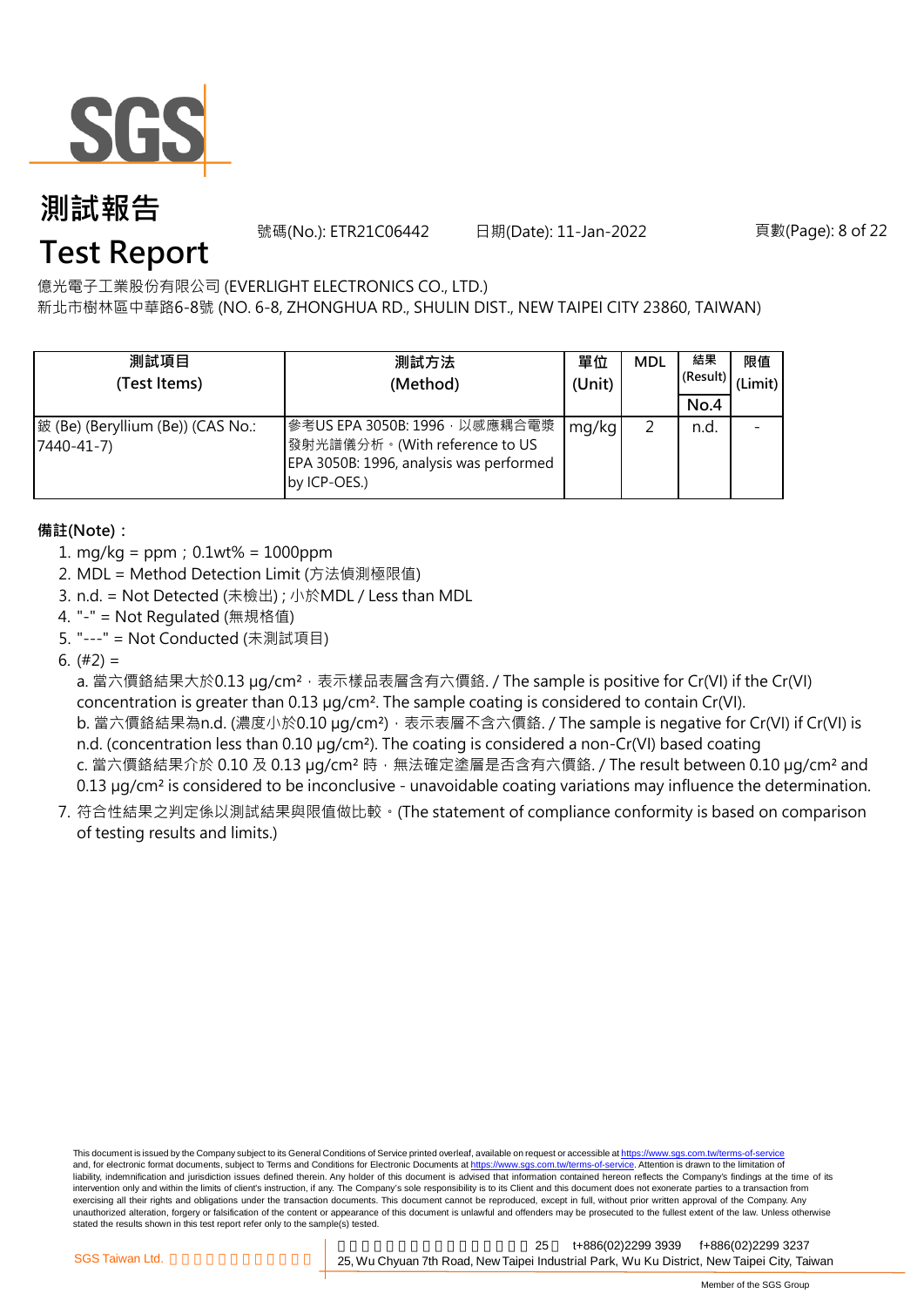# 測試報告

# Test Report

號碼(No.): ETR21C06442　　日期(Date): 11-Jan-2022

億光電子工業股份有限公司 (EVERLIGHT ELECTRONICS CO., LTD.)
新北市樹林區中華路6-8號 (NO. 6-8, ZHONGHUA RD., SHULIN DIST., NEW TAIPEI CITY 23860, TAIWAN)

| 測試項目 (Test Items) | 測試方法 (Method) | 單位 (Unit) | MDL | 結果 (Result) No.4 | 限值 (Limit) |
|---|---|---|---|---|---|
| 鈹 (Be) (Beryllium (Be)) (CAS No.: 7440-41-7) | 參考US EPA 3050B: 1996，以感應耦合電漿發射光譜儀分析。(With reference to US EPA 3050B: 1996, analysis was performed by ICP-OES.) | mg/kg | 2 | n.d. | - |

**備註(Note)：**

1. mg/kg = ppm；0.1wt% = 1000ppm
2. MDL = Method Detection Limit (方法偵測極限值)
3. n.d. = Not Detected (未檢出) ; 小於MDL / Less than MDL
4. "-" = Not Regulated (無規格值)
5. "---" = Not Conducted (未測試項目)
6. (#2) =
   a. 當六價鉻結果大於0.13 μg/cm²，表示樣品表層含有六價鉻. / The sample is positive for Cr(VI) if the Cr(VI) concentration is greater than 0.13 μg/cm². The sample coating is considered to contain Cr(VI).
   b. 當六價鉻結果為n.d. (濃度小於0.10 μg/cm²)，表示表層不含六價鉻. / The sample is negative for Cr(VI) if Cr(VI) is n.d. (concentration less than 0.10 μg/cm²). The coating is considered a non-Cr(VI) based coating
   c. 當六價鉻結果介於 0.10 及 0.13 μg/cm² 時，無法確定塗層是否含有六價鉻. / The result between 0.10 μg/cm² and 0.13 μg/cm² is considered to be inconclusive - unavoidable coating variations may influence the determination.
7. 符合性結果之判定係以測試結果與限值做比較。(The statement of compliance conformity is based on comparison of testing results and limits.)

This document is issued by the Company subject to its General Conditions of Service printed overleaf, available on request or accessible at https://www.sgs.com.tw/terms-of-service and, for electronic format documents, subject to Terms and Conditions for Electronic Documents at https://www.sgs.com.tw/terms-of-service. Attention is drawn to the limitation of liability, indemnification and jurisdiction issues defined therein. Any holder of this document is advised that information contained hereon reflects the Company's findings at the time of its intervention only and within the limits of client's instruction, if any. The Company's sole responsibility is to its Client and this document does not exonerate parties to a transaction from exercising all their rights and obligations under the transaction documents. This document cannot be reproduced, except in full, without prior written approval of the Company. Any unauthorized alteration, forgery or falsification of the content or appearance of this document is unlawful and offenders may be prosecuted to the fullest extent of the law. Unless otherwise stated the results shown in this test report refer only to the sample(s) tested.

SGS Taiwan Ltd. 25 t+886(02)2299 3939 f+886(02)2299 3237
25, Wu Chyuan 7th Road, New Taipei Industrial Park, Wu Ku District, New Taipei City, Taiwan

Member of the SGS Group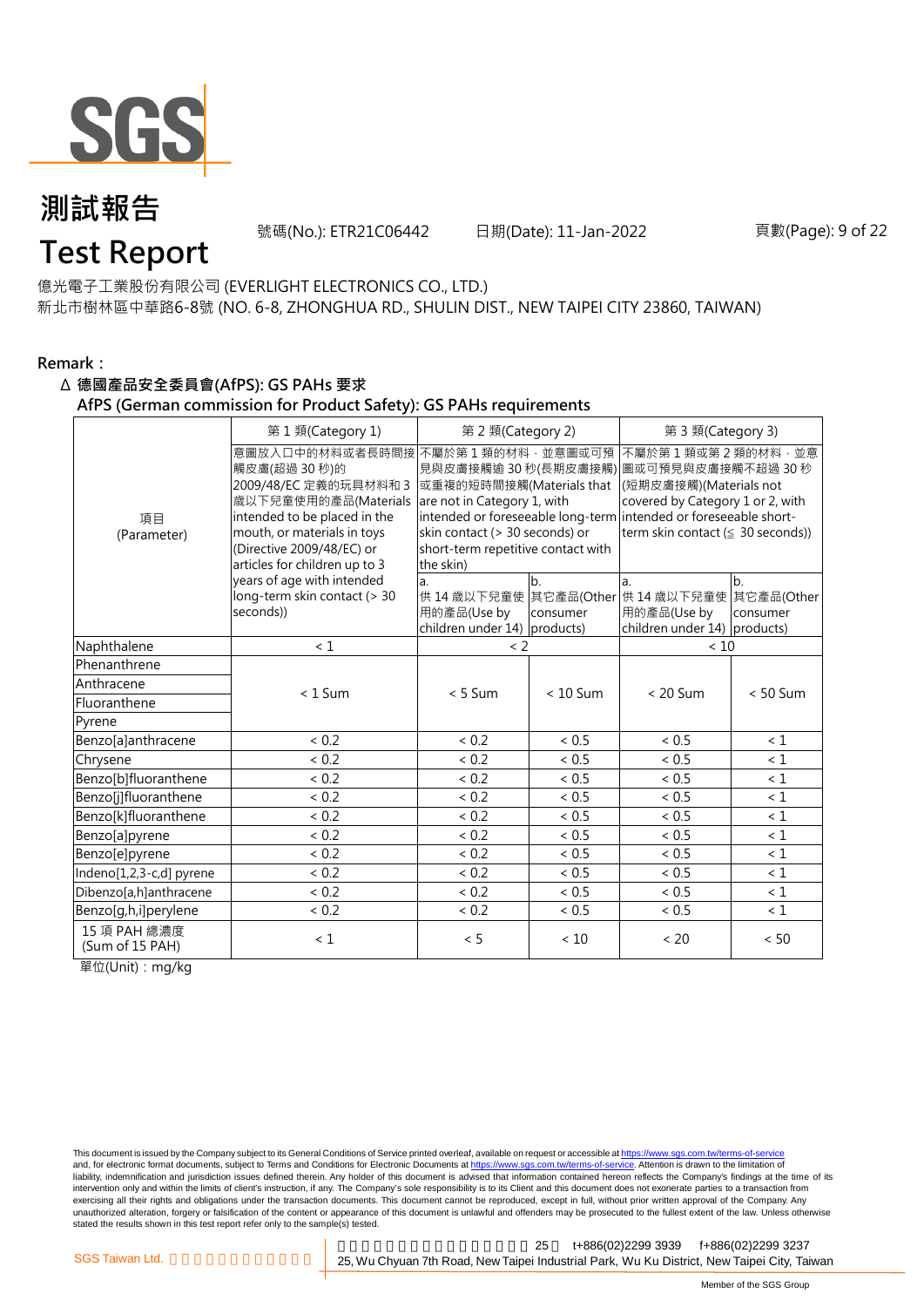# 測試報告
# Test Report

號碼(No.): ETR21C06442　　日期(Date): 11-Jan-2022

億光電子工業股份有限公司 (EVERLIGHT ELECTRONICS CO., LTD.)

新北市樹林區中華路6-8號 (NO. 6-8, ZHONGHUA RD., SHULIN DIST., NEW TAIPEI CITY 23860, TAIWAN)

**Remark：**

**Δ 德國產品安全委員會(AfPS): GS PAHs 要求**
**AfPS (German commission for Product Safety): GS PAHs requirements**

| 項目 (Parameter) | 第 1 類(Category 1) | 第 2 類(Category 2) | | 第 3 類(Category 3) | |
|---|---|---|---|---|---|
| | 意圖放入口中的材料或者長時間接觸皮膚(超過 30 秒)的 2009/48/EC 定義的玩具材料和 3 歲以下兒童使用的產品(Materials intended to be placed in the mouth, or materials in toys (Directive 2009/48/EC) or articles for children up to 3 years of age with intended long-term skin contact (> 30 seconds)) | 不屬於第 1 類的材料，並意圖或可預見與皮膚接觸逾 30 秒(長期皮膚接觸)或重複的短時間接觸(Materials that are not in Category 1, with intended or foreseeable long-term skin contact (> 30 seconds) or short-term repetitive contact with the skin) | | 不屬於第 1 類或第 2 類的材料，並意圖或可預見與皮膚接觸不超過 30 秒(短期皮膚接觸)(Materials not covered by Category 1 or 2, with intended or foreseeable short-term skin contact (≤ 30 seconds)) | |
| | | a. 供 14 歲以下兒童使用的產品(Use by children under 14) | b. 其它產品(Other consumer products) | a. 供 14 歲以下兒童使用的產品(Use by children under 14) | b. 其它產品(Other consumer products) |
| Naphthalene | < 1 | < 2 | | < 10 | |
| Phenanthrene | < 1 Sum | < 5 Sum | < 10 Sum | < 20 Sum | < 50 Sum |
| Anthracene | | | | | |
| Fluoranthene | | | | | |
| Pyrene | | | | | |
| Benzo[a]anthracene | < 0.2 | < 0.2 | < 0.5 | < 0.5 | < 1 |
| Chrysene | < 0.2 | < 0.2 | < 0.5 | < 0.5 | < 1 |
| Benzo[b]fluoranthene | < 0.2 | < 0.2 | < 0.5 | < 0.5 | < 1 |
| Benzo[j]fluoranthene | < 0.2 | < 0.2 | < 0.5 | < 0.5 | < 1 |
| Benzo[k]fluoranthene | < 0.2 | < 0.2 | < 0.5 | < 0.5 | < 1 |
| Benzo[a]pyrene | < 0.2 | < 0.2 | < 0.5 | < 0.5 | < 1 |
| Benzo[e]pyrene | < 0.2 | < 0.2 | < 0.5 | < 0.5 | < 1 |
| Indeno[1,2,3-c,d] pyrene | < 0.2 | < 0.2 | < 0.5 | < 0.5 | < 1 |
| Dibenzo[a,h]anthracene | < 0.2 | < 0.2 | < 0.5 | < 0.5 | < 1 |
| Benzo[g,h,i]perylene | < 0.2 | < 0.2 | < 0.5 | < 0.5 | < 1 |
| 15 項 PAH 總濃度 (Sum of 15 PAH) | < 1 | < 5 | < 10 | < 20 | < 50 |

單位(Unit)：mg/kg

This document is issued by the Company subject to its General Conditions of Service printed overleaf, available on request or accessible at https://www.sgs.com.tw/terms-of-service and, for electronic format documents, subject to Terms and Conditions for Electronic Documents at https://www.sgs.com.tw/terms-of-service. Attention is drawn to the limitation of liability, indemnification and jurisdiction issues defined therein. Any holder of this document is advised that information contained hereon reflects the Company's findings at the time of its intervention only and within the limits of client's instruction, if any. The Company's sole responsibility is to its Client and this document does not exonerate parties to a transaction from exercising all their rights and obligations under the transaction documents. This document cannot be reproduced, except in full, without prior written approval of the Company. Any unauthorized alteration, forgery or falsification of the content or appearance of this document is unlawful and offenders may be prosecuted to the fullest extent of the law. Unless otherwise stated the results shown in this test report refer only to the sample(s) tested.

SGS Taiwan Ltd. | 25, Wu Chyuan 7th Road, New Taipei Industrial Park, Wu Ku District, New Taipei City, Taiwan | t+886(02)2299 3939 f+886(02)2299 3237

Member of the SGS Group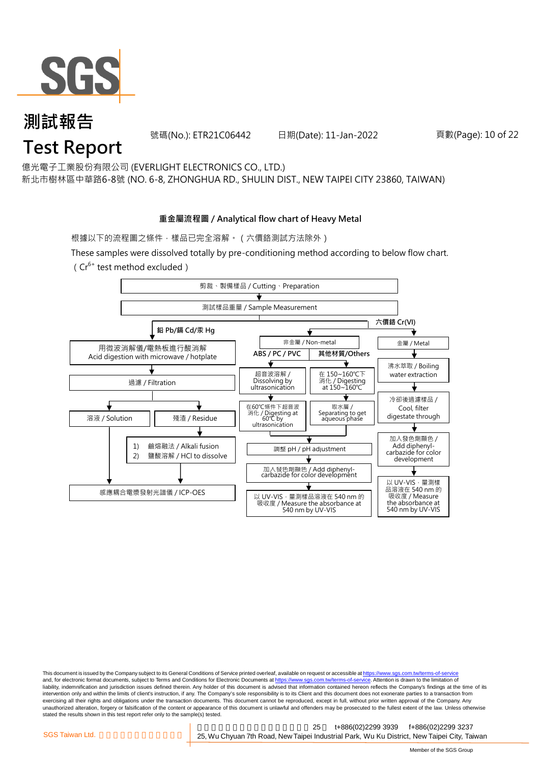# 測試報告
# Test Report

號碼(No.): ETR21C06442　　日期(Date): 11-Jan-2022

億光電子工業股份有限公司 (EVERLIGHT ELECTRONICS CO., LTD.)
新北市樹林區中華路6-8號 (NO. 6-8, ZHONGHUA RD., SHULIN DIST., NEW TAIPEI CITY 23860, TAIWAN)

**重金屬流程圖 / Analytical flow chart of Heavy Metal**

根據以下的流程圖之條件，樣品已完全溶解。（六價鉻測試方法除外）

These samples were dissolved totally by pre-conditioning method according to below flow chart.
（$Cr^{6+}$ test method excluded）

剪裁、製備樣品 / Cutting、Preparation
→ 測試樣品重量 / Sample Measurement

**鉛 Pb/鎘 Cd/汞 Hg**
- 用微波消解儀/電熱板進行酸消解 / Acid digestion with microwave / hotplate
- → 過濾 / Filtration
- → 溶液 / Solution → 感應耦合電漿發射光譜儀 / ICP-OES
- → 殘渣 / Residue → 1) 鹼熔融法 / Alkali fusion 2) 鹽酸溶解 / HCl to dissolve → 感應耦合電漿發射光譜儀 / ICP-OES

**六價鉻 Cr(VI)**
- 非金屬 / Non-metal
  - **ABS / PC / PVC**: 超音波溶解 / Dissolving by ultrasonication → 在60℃條件下超音波消化 / Digesting at 60℃ by ultrasonication
  - **其他材質/Others**: 在 150~160℃下消化 / Digesting at 150~160℃ → 取水層 / Separating to get aqueous phase
  - → 調整 pH / pH adjustment → 加入發色劑顯色 / Add diphenyl-carbazide for color development → 以 UV-VIS，量測樣品溶液在 540 nm 的吸收度 / Measure the absorbance at 540 nm by UV-VIS
- 金屬 / Metal
  - 沸水萃取 / Boiling water extraction → 冷卻後過濾樣品 / Cool, filter digestate through → 加入發色劑顯色 / Add diphenyl-carbazide for color development → 以 UV-VIS，量測樣品溶液在 540 nm 的吸收度 / Measure the absorbance at 540 nm by UV-VIS

This document is issued by the Company subject to its General Conditions of Service printed overleaf, available on request or accessible at https://www.sgs.com.tw/terms-of-service and, for electronic format documents, subject to Terms and Conditions for Electronic Documents at https://www.sgs.com.tw/terms-of-service. Attention is drawn to the limitation of liability, indemnification and jurisdiction issues defined therein. Any holder of this document is advised that information contained hereon reflects the Company's findings at the time of its intervention only and within the limits of client's instruction, if any. The Company's sole responsibility is to its Client and this document does not exonerate parties to a transaction from exercising all their rights and obligations under the transaction documents. This document cannot be reproduced, except in full, without prior written approval of the Company. Any unauthorized alteration, forgery or falsification of the content or appearance of this document is unlawful and offenders may be prosecuted to the fullest extent of the law. Unless otherwise stated the results shown in this test report refer only to the sample(s) tested.

SGS Taiwan Ltd. | 25, Wu Chyuan 7th Road, New Taipei Industrial Park, Wu Ku District, New Taipei City, Taiwan | t+886(02)2299 3939 f+886(02)2299 3237

Member of the SGS Group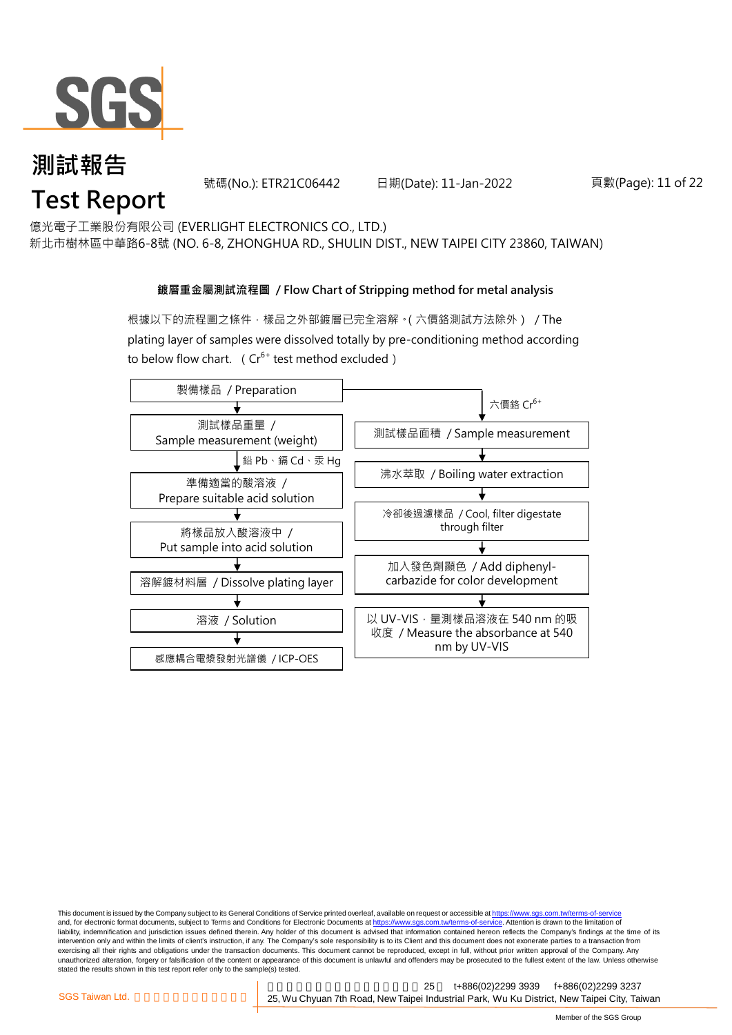# 測試報告
# Test Report

號碼(No.): ETR21C06442　　日期(Date): 11-Jan-2022

億光電子工業股份有限公司 (EVERLIGHT ELECTRONICS CO., LTD.)
新北市樹林區中華路6-8號 (NO. 6-8, ZHONGHUA RD., SHULIN DIST., NEW TAIPEI CITY 23860, TAIWAN)

**鍍層重金屬測試流程圖 / Flow Chart of Stripping method for metal analysis**

根據以下的流程圖之條件，樣品之外部鍍層已完全溶解。( 六價鉻測試方法除外 ) / The plating layer of samples were dissolved totally by pre-conditioning method according to below flow chart. ( $Cr^{6+}$ test method excluded )

製備樣品 / Preparation

**鉛 Pb、鎘 Cd、汞 Hg:**

1. 測試樣品重量 / Sample measurement (weight)
2. 準備適當的酸溶液 / Prepare suitable acid solution
3. 將樣品放入酸溶液中 / Put sample into acid solution
4. 溶解鍍材料層 / Dissolve plating layer
5. 溶液 / Solution
6. 感應耦合電漿發射光譜儀 / ICP-OES

**六價鉻 $Cr^{6+}$:**

1. 測試樣品面積 / Sample measurement
2. 沸水萃取 / Boiling water extraction
3. 冷卻後過濾樣品 / Cool, filter digestate through filter
4. 加入發色劑顯色 / Add diphenyl-carbazide for color development
5. 以 UV-VIS，量測樣品溶液在 540 nm 的吸收度 / Measure the absorbance at 540 nm by UV-VIS

This document is issued by the Company subject to its General Conditions of Service printed overleaf, available on request or accessible at https://www.sgs.com.tw/terms-of-service and, for electronic format documents, subject to Terms and Conditions for Electronic Documents at https://www.sgs.com.tw/terms-of-service. Attention is drawn to the limitation of liability, indemnification and jurisdiction issues defined therein. Any holder of this document is advised that information contained hereon reflects the Company's findings at the time of its intervention only and within the limits of client's instruction, if any. The Company's sole responsibility is to its Client and this document does not exonerate parties to a transaction from exercising all their rights and obligations under the transaction documents. This document cannot be reproduced, except in full, without prior written approval of the Company. Any unauthorized alteration, forgery or falsification of the content or appearance of this document is unlawful and offenders may be prosecuted to the fullest extent of the law. Unless otherwise stated the results shown in this test report refer only to the sample(s) tested.

SGS Taiwan Ltd. 25 t+886(02)2299 3939 f+886(02)2299 3237
25, Wu Chyuan 7th Road, New Taipei Industrial Park, Wu Ku District, New Taipei City, Taiwan

Member of the SGS Group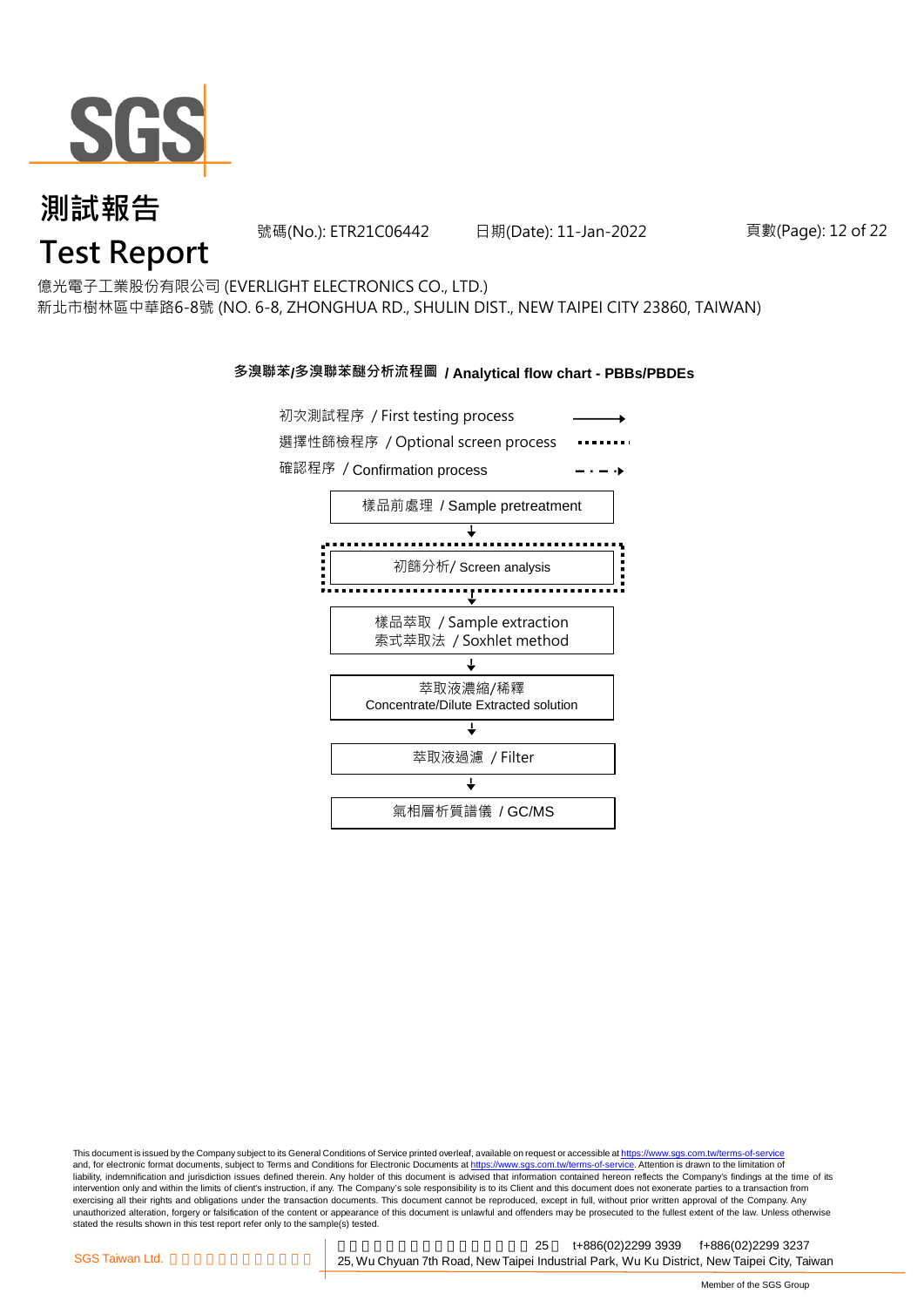# 測試報告

# Test Report

號碼(No.): ETR21C06442　　日期(Date): 11-Jan-2022

億光電子工業股份有限公司 (EVERLIGHT ELECTRONICS CO., LTD.)

新北市樹林區中華路6-8號 (NO. 6-8, ZHONGHUA RD., SHULIN DIST., NEW TAIPEI CITY 23860, TAIWAN)

## 多溴聯苯/多溴聯苯醚分析流程圖 / Analytical flow chart - PBBs/PBDEs

初次測試程序 / First testing process ⟶

選擇性篩檢程序 / Optional screen process ········

確認程序 / Confirmation process – · – ·▸

樣品前處理 / Sample pretreatment

↓

初篩分析/ Screen analysis

↓

樣品萃取 / Sample extraction
索式萃取法 / Soxhlet method

↓

萃取液濃縮/稀釋
Concentrate/Dilute Extracted solution

↓

萃取液過濾 / Filter

↓

氣相層析質譜儀 / GC/MS

This document is issued by the Company subject to its General Conditions of Service printed overleaf, available on request or accessible at https://www.sgs.com.tw/terms-of-service and, for electronic format documents, subject to Terms and Conditions for Electronic Documents at https://www.sgs.com.tw/terms-of-service. Attention is drawn to the limitation of liability, indemnification and jurisdiction issues defined therein. Any holder of this document is advised that information contained hereon reflects the Company's findings at the time of its intervention only and within the limits of client's instruction, if any. The Company's sole responsibility is to its Client and this document does not exonerate parties to a transaction from exercising all their rights and obligations under the transaction documents. This document cannot be reproduced, except in full, without prior written approval of the Company. Any unauthorized alteration, forgery or falsification of the content or appearance of this document is unlawful and offenders may be prosecuted to the fullest extent of the law. Unless otherwise stated the results shown in this test report refer only to the sample(s) tested.

SGS Taiwan Ltd. 　25, Wu Chyuan 7th Road, New Taipei Industrial Park, Wu Ku District, New Taipei City, Taiwan　t+886(02)2299 3939　f+886(02)2299 3237

Member of the SGS Group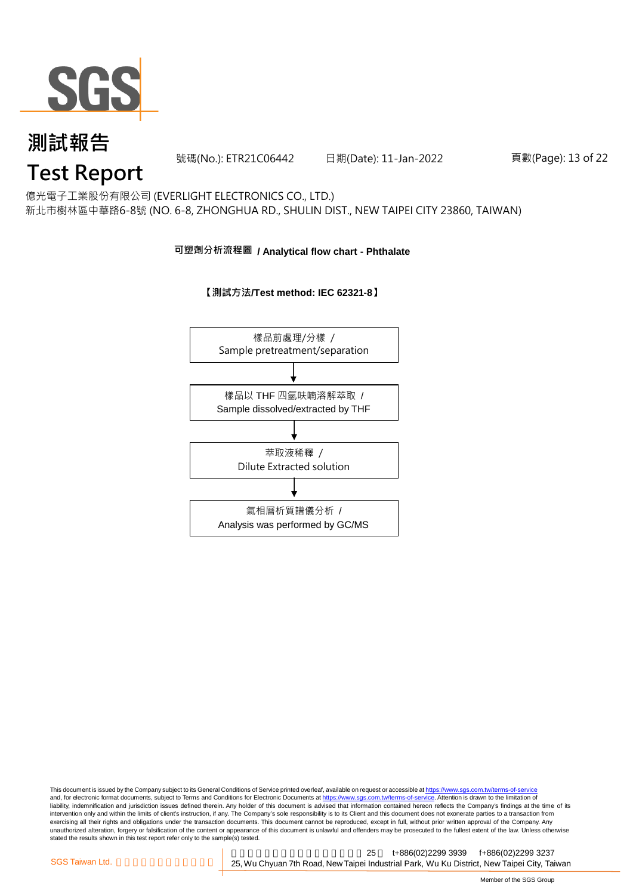億光電子工業股份有限公司 (EVERLIGHT ELECTRONICS CO., LTD.)
新北市樹林區中華路6-8號 (NO. 6-8, ZHONGHUA RD., SHULIN DIST., NEW TAIPEI CITY 23860, TAIWAN)

## 可塑劑分析流程圖 / Analytical flow chart - Phthalate

**【測試方法/Test method: IEC 62321-8】**

樣品前處理/分樣 / Sample pretreatment/separation

↓

樣品以 THF 四氫呋喃溶解萃取 / Sample dissolved/extracted by THF

↓

萃取液稀釋 / Dilute Extracted solution

↓

氣相層析質譜儀分析 / Analysis was performed by GC/MS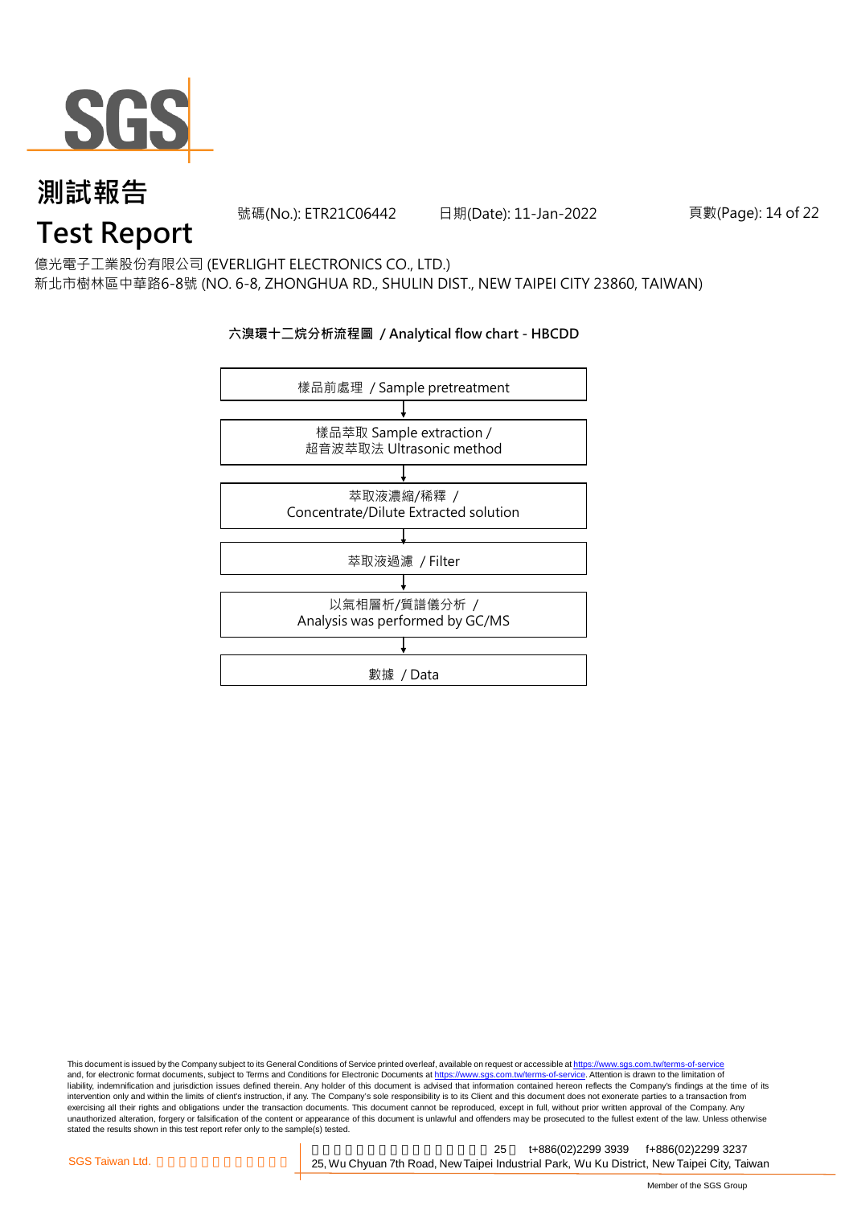億光電子工業股份有限公司 (EVERLIGHT ELECTRONICS CO., LTD.)
新北市樹林區中華路6-8號 (NO. 6-8, ZHONGHUA RD., SHULIN DIST., NEW TAIPEI CITY 23860, TAIWAN)

**六溴環十二烷分析流程圖 / Analytical flow chart - HBCDD**

樣品前處理 / Sample pretreatment

↓

樣品萃取 Sample extraction /
超音波萃取法 Ultrasonic method

↓

萃取液濃縮/稀釋 /
Concentrate/Dilute Extracted solution

↓

萃取液過濾 / Filter

↓

以氣相層析/質譜儀分析 /
Analysis was performed by GC/MS

↓

數據 / Data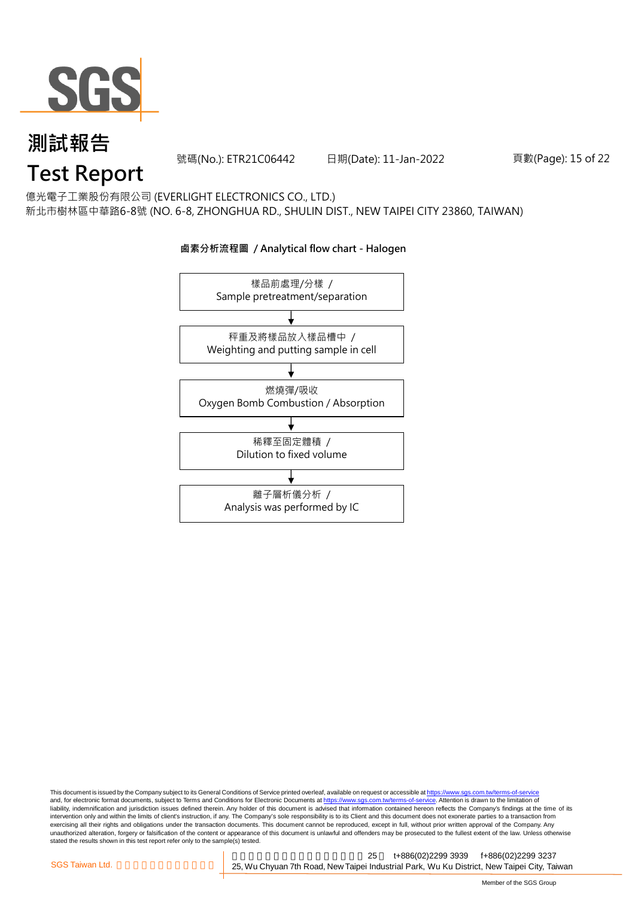# 測試報告
# Test Report

號碼(No.): ETR21C06442　日期(Date): 11-Jan-2022

億光電子工業股份有限公司 (EVERLIGHT ELECTRONICS CO., LTD.)
新北市樹林區中華路6-8號 (NO. 6-8, ZHONGHUA RD., SHULIN DIST., NEW TAIPEI CITY 23860, TAIWAN)

**鹵素分析流程圖 / Analytical flow chart - Halogen**

樣品前處理/分樣 / Sample pretreatment/separation

↓

秤重及將樣品放入樣品槽中 / Weighting and putting sample in cell

↓

燃燒彈/吸收 Oxygen Bomb Combustion / Absorption

↓

稀釋至固定體積 / Dilution to fixed volume

↓

離子層析儀分析 / Analysis was performed by IC

This document is issued by the Company subject to its General Conditions of Service printed overleaf, available on request or accessible at https://www.sgs.com.tw/terms-of-service and, for electronic format documents, subject to Terms and Conditions for Electronic Documents at https://www.sgs.com.tw/terms-of-service. Attention is drawn to the limitation of liability, indemnification and jurisdiction issues defined therein. Any holder of this document is advised that information contained hereon reflects the Company's findings at the time of its intervention only and within the limits of client's instruction, if any. The Company's sole responsibility is to its Client and this document does not exonerate parties to a transaction from exercising all their rights and obligations under the transaction documents. This document cannot be reproduced, except in full, without prior written approval of the Company. Any unauthorized alteration, forgery or falsification of the content or appearance of this document is unlawful and offenders may be prosecuted to the fullest extent of the law. Unless otherwise stated the results shown in this test report refer only to the sample(s) tested.

SGS Taiwan Ltd. 25, Wu Chyuan 7th Road, New Taipei Industrial Park, Wu Ku District, New Taipei City, Taiwan t+886(02)2299 3939 f+886(02)2299 3237

Member of the SGS Group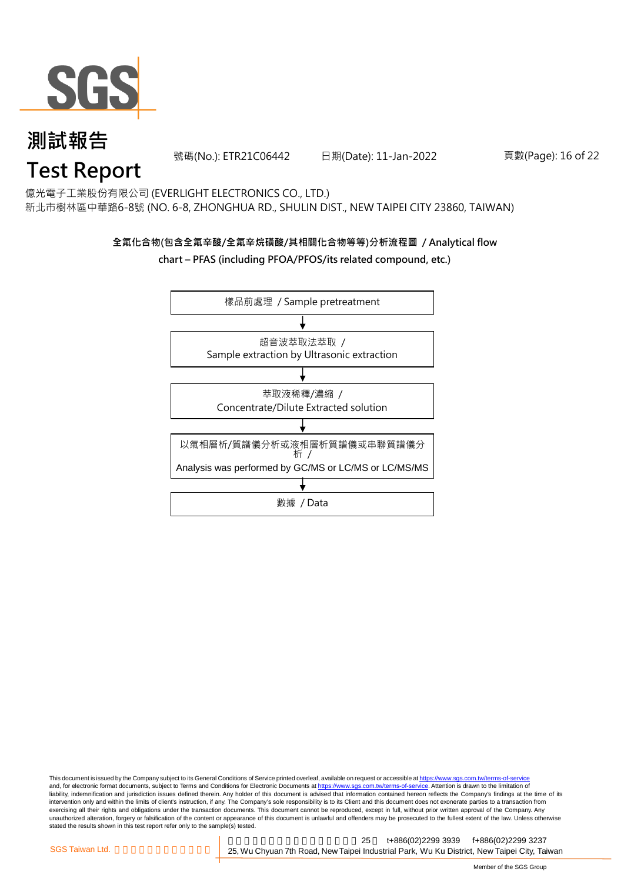# 測試報告

# Test Report

號碼(No.): ETR21C06442　　日期(Date): 11-Jan-2022

億光電子工業股份有限公司 (EVERLIGHT ELECTRONICS CO., LTD.)
新北市樹林區中華路6-8號 (NO. 6-8, ZHONGHUA RD., SHULIN DIST., NEW TAIPEI CITY 23860, TAIWAN)

**全氟化合物(包含全氟辛酸/全氟辛烷磺酸/其相關化合物等等)分析流程圖 / Analytical flow chart – PFAS (including PFOA/PFOS/its related compound, etc.)**

樣品前處理 / Sample pretreatment

↓

超音波萃取法萃取 / Sample extraction by Ultrasonic extraction

↓

萃取液稀釋/濃縮 / Concentrate/Dilute Extracted solution

↓

以氣相層析/質譜儀分析或液相層析質譜儀或串聯質譜儀分析 / Analysis was performed by GC/MS or LC/MS or LC/MS/MS

↓

數據 / Data

This document is issued by the Company subject to its General Conditions of Service printed overleaf, available on request or accessible at https://www.sgs.com.tw/terms-of-service and, for electronic format documents, subject to Terms and Conditions for Electronic Documents at https://www.sgs.com.tw/terms-of-service. Attention is drawn to the limitation of liability, indemnification and jurisdiction issues defined therein. Any holder of this document is advised that information contained hereon reflects the Company's findings at the time of its intervention only and within the limits of client's instruction, if any. The Company's sole responsibility is to its Client and this document does not exonerate parties to a transaction from exercising all their rights and obligations under the transaction documents. This document cannot be reproduced, except in full, without prior written approval of the Company. Any unauthorized alteration, forgery or falsification of the content or appearance of this document is unlawful and offenders may be prosecuted to the fullest extent of the law. Unless otherwise stated the results shown in this test report refer only to the sample(s) tested.

SGS Taiwan Ltd. | 25 t+886(02)2299 3939 f+886(02)2299 3237
25, Wu Chyuan 7th Road, New Taipei Industrial Park, Wu Ku District, New Taipei City, Taiwan

Member of the SGS Group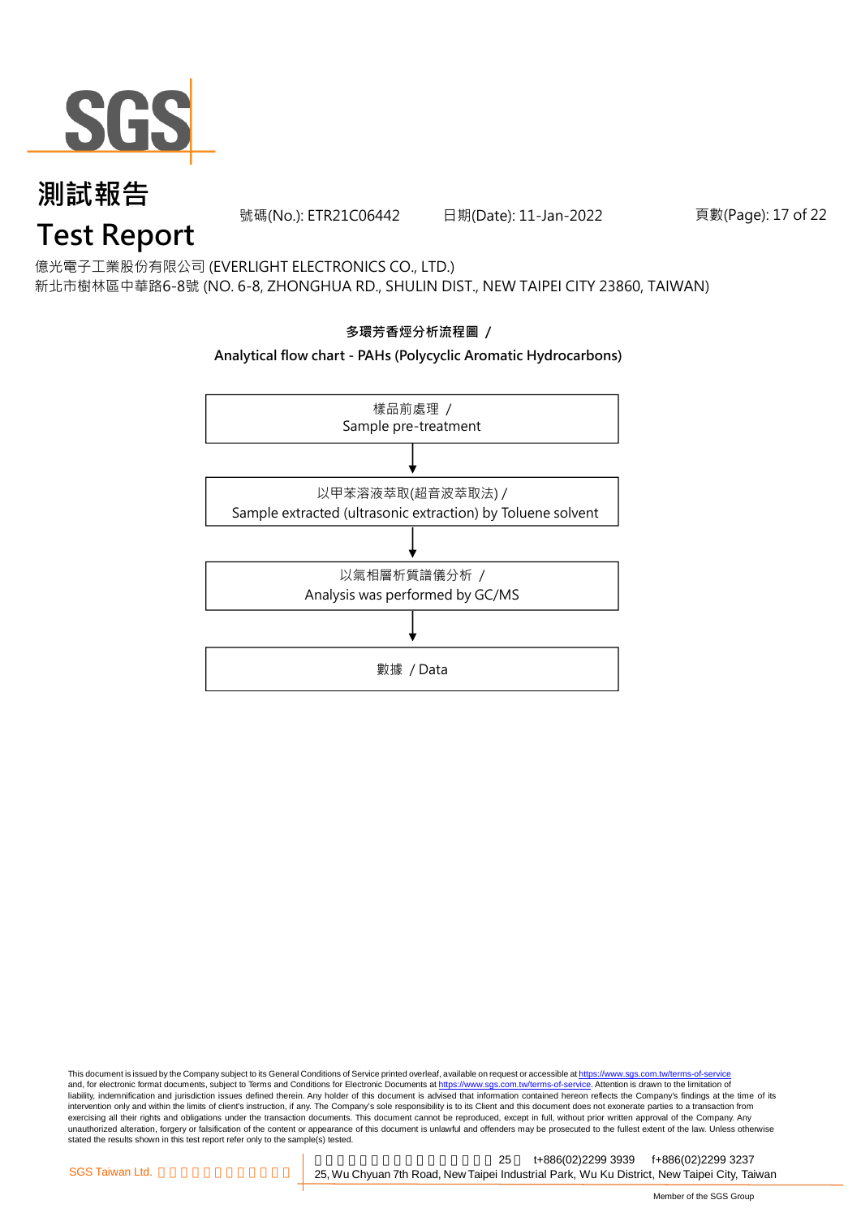億光電子工業股份有限公司 (EVERLIGHT ELECTRONICS CO., LTD.)
新北市樹林區中華路6-8號 (NO. 6-8, ZHONGHUA RD., SHULIN DIST., NEW TAIPEI CITY 23860, TAIWAN)

**多環芳香烴分析流程圖 /**

**Analytical flow chart - PAHs (Polycyclic Aromatic Hydrocarbons)**

樣品前處理 /
Sample pre-treatment

↓

以甲苯溶液萃取(超音波萃取法) /
Sample extracted (ultrasonic extraction) by Toluene solvent

↓

以氣相層析質譜儀分析 /
Analysis was performed by GC/MS

↓

數據 / Data

This document is issued by the Company subject to its General Conditions of Service printed overleaf, available on request or accessible at https://www.sgs.com.tw/terms-of-service and, for electronic format documents, subject to Terms and Conditions for Electronic Documents at https://www.sgs.com.tw/terms-of-service. Attention is drawn to the limitation of liability, indemnification and jurisdiction issues defined therein. Any holder of this document is advised that information contained hereon reflects the Company's findings at the time of its intervention only and within the limits of client's instruction, if any. The Company's sole responsibility is to its Client and this document does not exonerate parties to a transaction from exercising all their rights and obligations under the transaction documents. This document cannot be reproduced, except in full, without prior written approval of the Company. Any unauthorized alteration, forgery or falsification of the content or appearance of this document is unlawful and offenders may be prosecuted to the fullest extent of the law. Unless otherwise stated the results shown in this test report refer only to the sample(s) tested.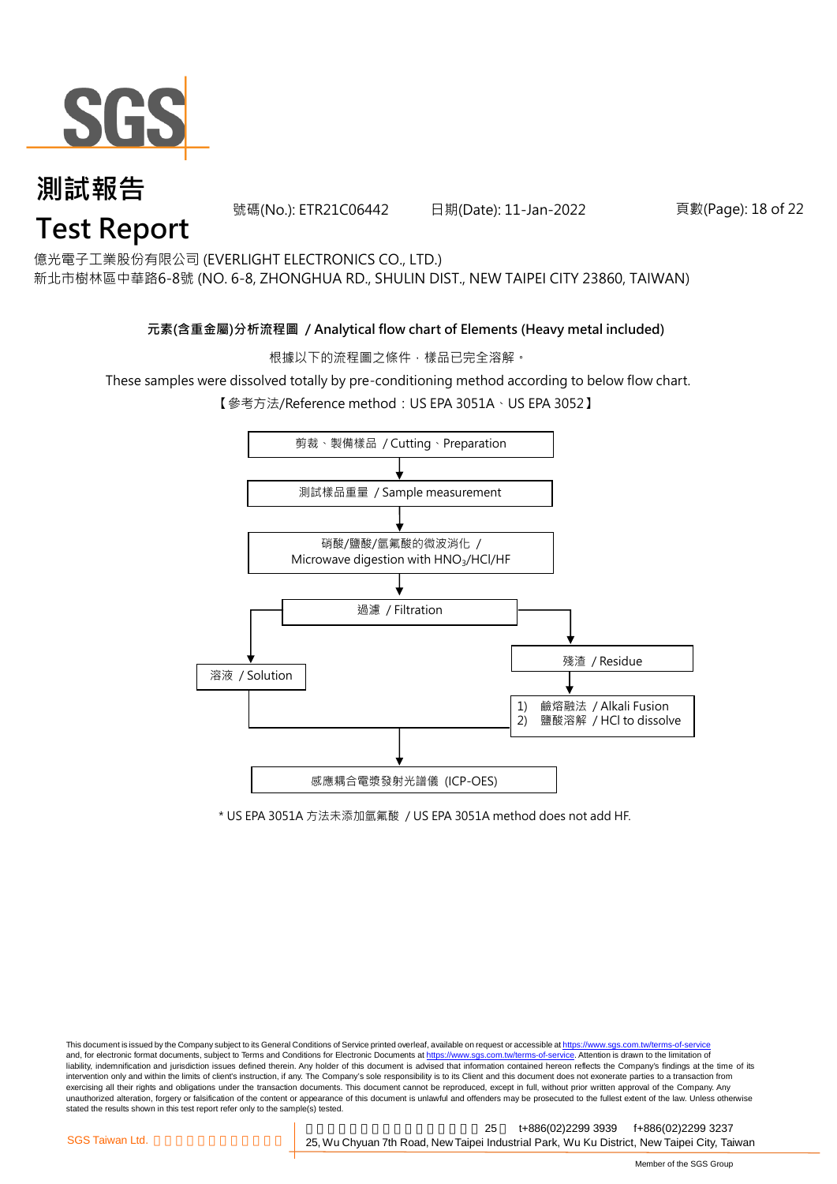# 測試報告
# Test Report

號碼(No.): ETR21C06442 日期(Date): 11-Jan-2022

億光電子工業股份有限公司 (EVERLIGHT ELECTRONICS CO., LTD.)
新北市樹林區中華路6-8號 (NO. 6-8, ZHONGHUA RD., SHULIN DIST., NEW TAIPEI CITY 23860, TAIWAN)

**元素(含重金屬)分析流程圖 / Analytical flow chart of Elements (Heavy metal included)**

根據以下的流程圖之條件，樣品已完全溶解。

These samples were dissolved totally by pre-conditioning method according to below flow chart.

【參考方法/Reference method：US EPA 3051A、US EPA 3052】

剪裁、製備樣品 / Cutting、Preparation

↓

測試樣品重量 / Sample measurement

↓

硝酸/鹽酸/氫氟酸的微波消化 / Microwave digestion with $HNO_3$/HCl/HF

↓

過濾 / Filtration

- → 溶液 / Solution
- → 殘渣 / Residue
  - ↓
  - 1) 鹼熔融法 / Alkali Fusion
  - 2) 鹽酸溶解 / HCl to dissolve

↓

感應耦合電漿發射光譜儀 (ICP-OES)

\* US EPA 3051A 方法未添加氫氟酸 / US EPA 3051A method does not add HF.

This document is issued by the Company subject to its General Conditions of Service printed overleaf, available on request or accessible at https://www.sgs.com.tw/terms-of-service and, for electronic format documents, subject to Terms and Conditions for Electronic Documents at https://www.sgs.com.tw/terms-of-service. Attention is drawn to the limitation of liability, indemnification and jurisdiction issues defined therein. Any holder of this document is advised that information contained hereon reflects the Company's findings at the time of its intervention only and within the limits of client's instruction, if any. The Company's sole responsibility is to its Client and this document does not exonerate parties to a transaction from exercising all their rights and obligations under the transaction documents. This document cannot be reproduced, except in full, without prior written approval of the Company. Any unauthorized alteration, forgery or falsification of the content or appearance of this document is unlawful and offenders may be prosecuted to the fullest extent of the law. Unless otherwise stated the results shown in this test report refer only to the sample(s) tested.

SGS Taiwan Ltd. 25, Wu Chyuan 7th Road, New Taipei Industrial Park, Wu Ku District, New Taipei City, Taiwan t+886(02)2299 3939 f+886(02)2299 3237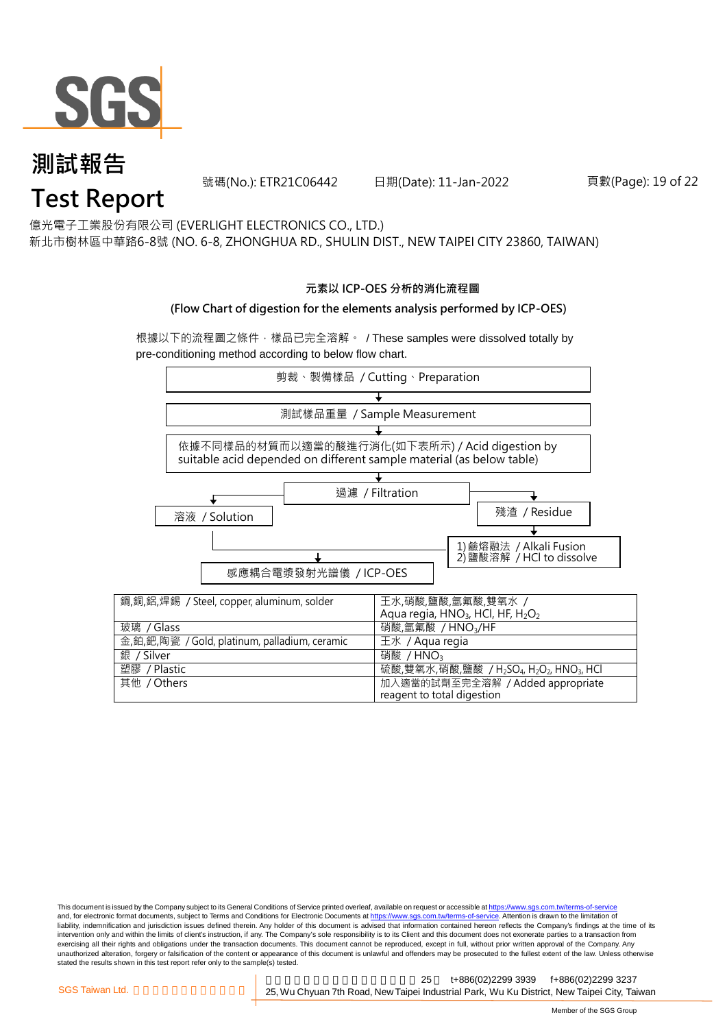# 測試報告
# Test Report

號碼(No.): ETR21C06442　　日期(Date): 11-Jan-2022

億光電子工業股份有限公司 (EVERLIGHT ELECTRONICS CO., LTD.)
新北市樹林區中華路6-8號 (NO. 6-8, ZHONGHUA RD., SHULIN DIST., NEW TAIPEI CITY 23860, TAIWAN)

**元素以 ICP-OES 分析的消化流程圖**

**(Flow Chart of digestion for the elements analysis performed by ICP-OES)**

根據以下的流程圖之條件，樣品已完全溶解。 / These samples were dissolved totally by pre-conditioning method according to below flow chart.

剪裁、製備樣品 / Cutting、Preparation

↓

測試樣品重量 / Sample Measurement

↓

依據不同樣品的材質而以適當的酸進行消化(如下表所示) / Acid digestion by suitable acid depended on different sample material (as below table)

↓

過濾 / Filtration

- 溶液 / Solution → 感應耦合電漿發射光譜儀 / ICP-OES
- 殘渣 / Residue → 1) 鹼熔融法 / Alkali Fusion 2) 鹽酸溶解 / HCl to dissolve → 感應耦合電漿發射光譜儀 / ICP-OES

| 材質 / Material | 酸 / Acid |
|---|---|
| 鋼,銅,鋁,焊錫 / Steel, copper, aluminum, solder | 王水,硝酸,鹽酸,氫氟酸,雙氧水 / Aqua regia, $HNO_3$, HCl, HF, $H_2O_2$ |
| 玻璃 / Glass | 硝酸,氫氟酸 / $HNO_3$/HF |
| 金,鉑,鈀,陶瓷 / Gold, platinum, palladium, ceramic | 王水 / Aqua regia |
| 銀 / Silver | 硝酸 / $HNO_3$ |
| 塑膠 / Plastic | 硫酸,雙氧水,硝酸,鹽酸 / $H_2SO_4$, $H_2O_2$, $HNO_3$, HCl |
| 其他 / Others | 加入適當的試劑至完全溶解 / Added appropriate reagent to total digestion |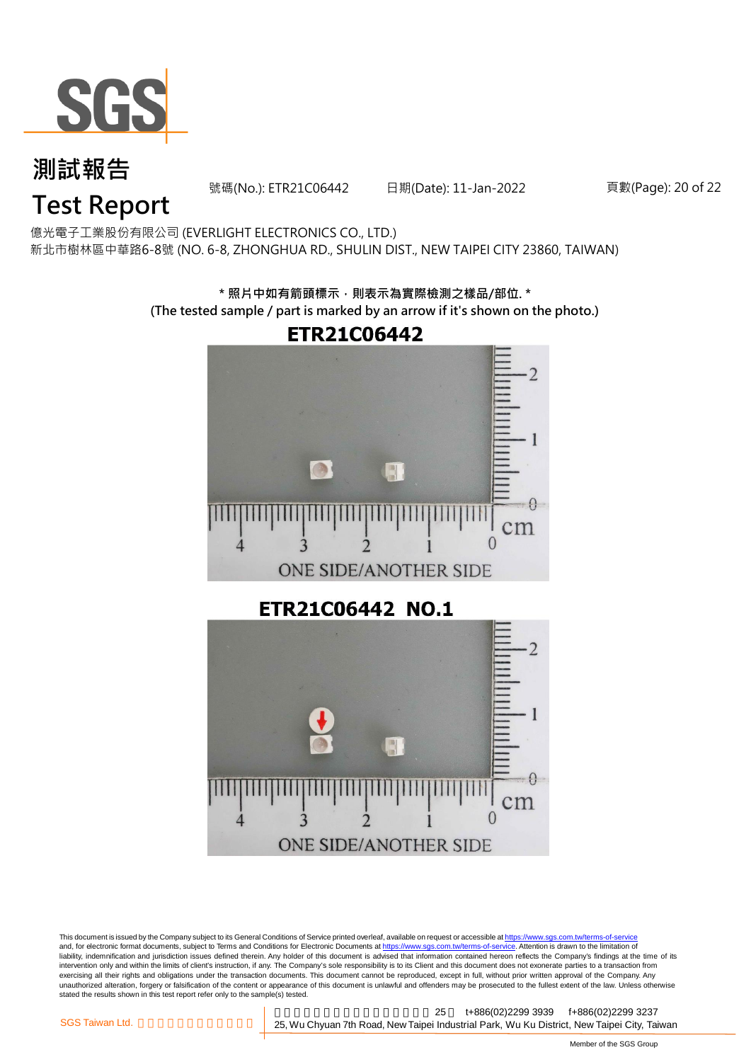億光電子工業股份有限公司 (EVERLIGHT ELECTRONICS CO., LTD.)
新北市樹林區中華路6-8號 (NO. 6-8, ZHONGHUA RD., SHULIN DIST., NEW TAIPEI CITY 23860, TAIWAN)

**\* 照片中如有箭頭標示，則表示為實際檢測之樣品/部位. \***
**(The tested sample / part is marked by an arrow if it's shown on the photo.)**

**ETR21C06442**

ONE SIDE/ANOTHER SIDE

**ETR21C06442 NO.1**

ONE SIDE/ANOTHER SIDE

This document is issued by the Company subject to its General Conditions of Service printed overleaf, available on request or accessible at https://www.sgs.com.tw/terms-of-service and, for electronic format documents, subject to Terms and Conditions for Electronic Documents at https://www.sgs.com.tw/terms-of-service. Attention is drawn to the limitation of liability, indemnification and jurisdiction issues defined therein. Any holder of this document is advised that information contained hereon reflects the Company's findings at the time of its intervention only and within the limits of client's instruction, if any. The Company's sole responsibility is to its Client and this document does not exonerate parties to a transaction from exercising all their rights and obligations under the transaction documents. This document cannot be reproduced, except in full, without prior written approval of the Company. Any unauthorized alteration, forgery or falsification of the content or appearance of this document is unlawful and offenders may be prosecuted to the fullest extent of the law. Unless otherwise stated the results shown in this test report refer only to the sample(s) tested.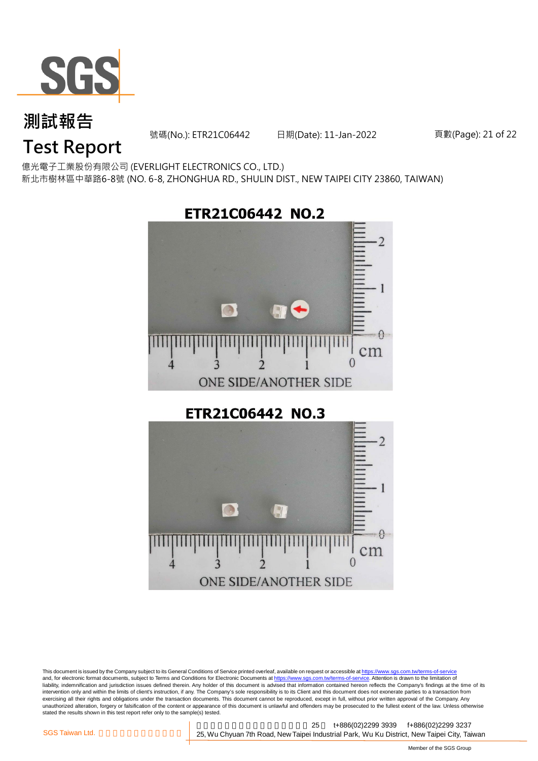億光電子工業股份有限公司 (EVERLIGHT ELECTRONICS CO., LTD.)
新北市樹林區中華路6-8號 (NO. 6-8, ZHONGHUA RD., SHULIN DIST., NEW TAIPEI CITY 23860, TAIWAN)

**ETR21C06442 NO.2**

ONE SIDE/ANOTHER SIDE

**ETR21C06442 NO.3**

ONE SIDE/ANOTHER SIDE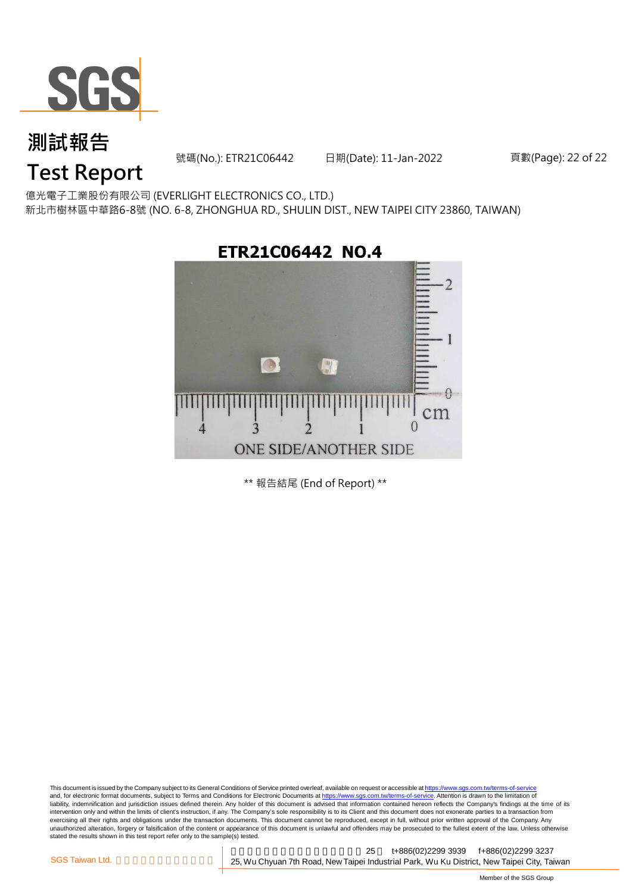# 測試報告

# Test Report

號碼(No.): ETR21C06442 日期(Date): 11-Jan-2022

億光電子工業股份有限公司 (EVERLIGHT ELECTRONICS CO., LTD.)
新北市樹林區中華路6-8號 (NO. 6-8, ZHONGHUA RD., SHULIN DIST., NEW TAIPEI CITY 23860, TAIWAN)

**ETR21C06442 NO.4**

ONE SIDE/ANOTHER SIDE

** 報告結尾 (End of Report) **

This document is issued by the Company subject to its General Conditions of Service printed overleaf, available on request or accessible at https://www.sgs.com.tw/terms-of-service and, for electronic format documents, subject to Terms and Conditions for Electronic Documents at https://www.sgs.com.tw/terms-of-service. Attention is drawn to the limitation of liability, indemnification and jurisdiction issues defined therein. Any holder of this document is advised that information contained hereon reflects the Company's findings at the time of its intervention only and within the limits of client's instruction, if any. The Company's sole responsibility is to its Client and this document does not exonerate parties to a transaction from exercising all their rights and obligations under the transaction documents. This document cannot be reproduced, except in full, without prior written approval of the Company. Any unauthorized alteration, forgery or falsification of the content or appearance of this document is unlawful and offenders may be prosecuted to the fullest extent of the law. Unless otherwise stated the results shown in this test report refer only to the sample(s) tested.

SGS Taiwan Ltd. t+886(02)2299 3939 f+886(02)2299 3237
25, Wu Chyuan 7th Road, New Taipei Industrial Park, Wu Ku District, New Taipei City, Taiwan

Member of the SGS Group